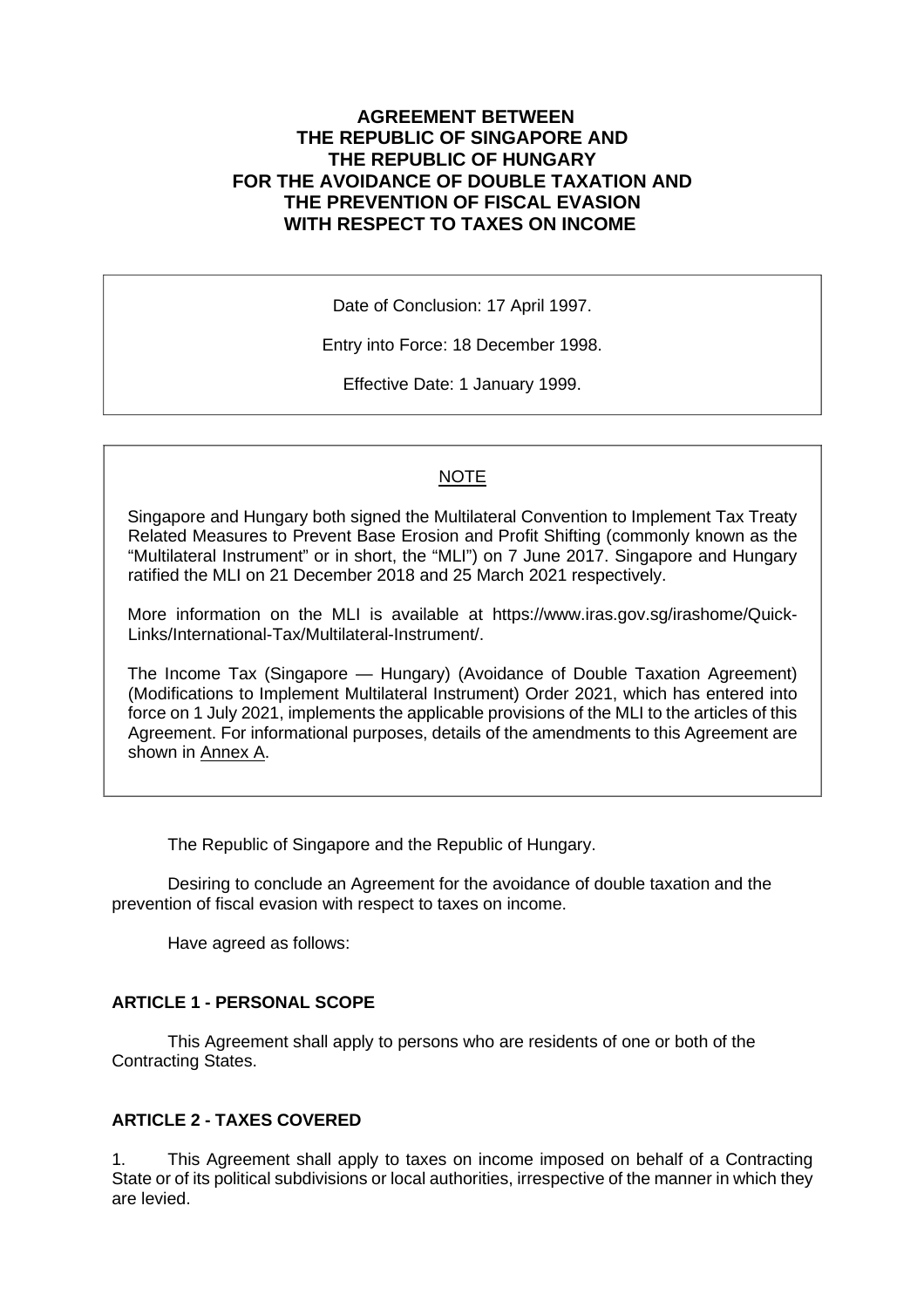# AGREEMENT BETWEEN THE REPUBLIC OF SINGAPORE AND THE REPUBLIC OF HUNGARY FOR THE AVOIDANCE OF DOUBLE TAXATION AND THE PREVENTION OF FISCAL EVASION WITH RESPECT TO TAXES ON INCOME

Date of Conclusion: 17 April 1997.

Entry into Force: 18 December 1998.

Effective Date: 1 January 1999.

NOTE

Singapore and Hungary both signed the Multilateral Convention to Implement Tax Treaty Related Measures to Prevent Base Erosion and Profit Shifting (commonly known as the "Multilateral Instrument" or in short, the "MLI") on 7 June 2017. Singapore and Hungary ratified the MLI on 21 December 2018 and 25 March 2021 respectively.

More information on the MLI is available at https://www.iras.gov.sg/irashome/Quick-Links/International-Tax/Multilateral-Instrument/.

The Income Tax (Singapore — Hungary) (Avoidance of Double Taxation Agreement) (Modifications to Implement Multilateral Instrument) Order 2021, which has entered into force on 1 July 2021, implements the applicable provisions of the MLI to the articles of this Agreement. For informational purposes, details of the amendments to this Agreement are shown in Annex A.

The Republic of Singapore and the Republic of Hungary.

Desiring to conclude an Agreement for the avoidance of double taxation and the prevention of fiscal evasion with respect to taxes on income.

Have agreed as follows:

### ARTICLE 1 - PERSONAL SCOPE

This Agreement shall apply to persons who are residents of one or both of the Contracting States.

### ARTICLE 2 - TAXES COVERED

1. This Agreement shall apply to taxes on income imposed on behalf of a Contracting State or of its political subdivisions or local authorities, irrespective of the manner in which they are levied.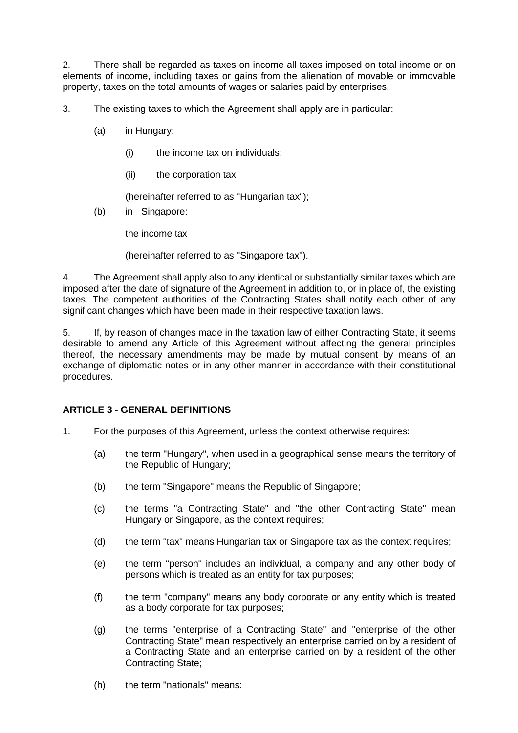2. There shall be regarded as taxes on income all taxes imposed on total income or on elements of income, including taxes or gains from the alienation of movable or immovable property, taxes on the total amounts of wages or salaries paid by enterprises.

3. The existing taxes to which the Agreement shall apply are in particular:

(a) in Hungary:

(i) the income tax on individuals;

(ii) the corporation tax

(hereinafter referred to as "Hungarian tax");

(b) in Singapore:

the income tax

(hereinafter referred to as "Singapore tax").

4. The Agreement shall apply also to any identical or substantially similar taxes which are imposed after the date of signature of the Agreement in addition to, or in place of, the existing taxes. The competent authorities of the Contracting States shall notify each other of any significant changes which have been made in their respective taxation laws.

5. If, by reason of changes made in the taxation law of either Contracting State, it seems desirable to amend any Article of this Agreement without affecting the general principles thereof, the necessary amendments may be made by mutual consent by means of an exchange of diplomatic notes or in any other manner in accordance with their constitutional procedures.

**ARTICLE 3 - GENERAL DEFINITIONS**

1. For the purposes of this Agreement, unless the context otherwise requires:

(a) the term "Hungary", when used in a geographical sense means the territory of the Republic of Hungary;

(b) the term "Singapore" means the Republic of Singapore;

(c) the terms "a Contracting State" and "the other Contracting State" mean Hungary or Singapore, as the context requires;

(d) the term "tax" means Hungarian tax or Singapore tax as the context requires;

(e) the term "person" includes an individual, a company and any other body of persons which is treated as an entity for tax purposes;

(f) the term "company" means any body corporate or any entity which is treated as a body corporate for tax purposes;

(g) the terms "enterprise of a Contracting State" and "enterprise of the other Contracting State" mean respectively an enterprise carried on by a resident of a Contracting State and an enterprise carried on by a resident of the other Contracting State;

(h) the term "nationals" means: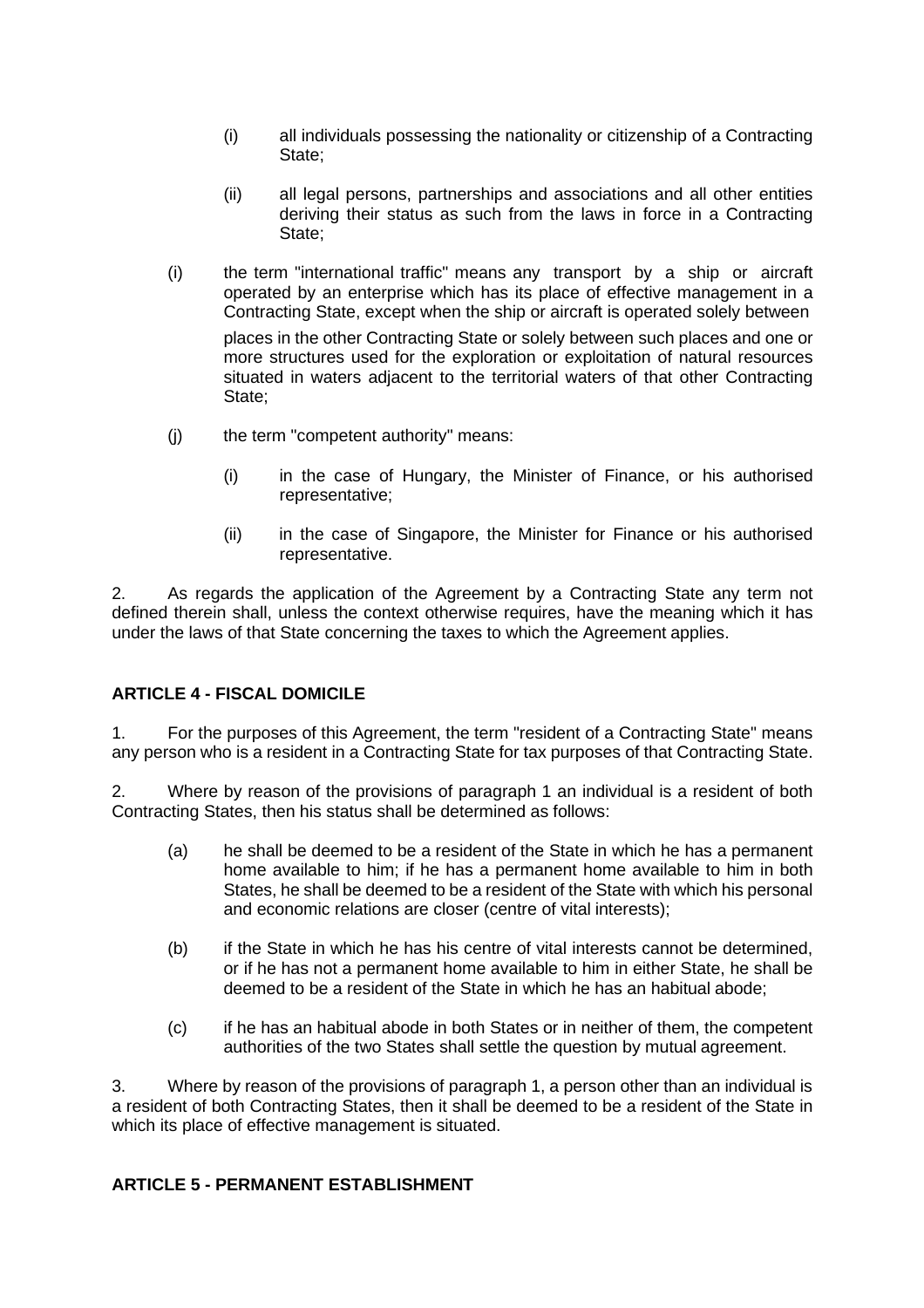(i) all individuals possessing the nationality or citizenship of a Contracting State;

(ii) all legal persons, partnerships and associations and all other entities deriving their status as such from the laws in force in a Contracting State;

(i) the term "international traffic" means any transport by a ship or aircraft operated by an enterprise which has its place of effective management in a Contracting State, except when the ship or aircraft is operated solely between places in the other Contracting State or solely between such places and one or more structures used for the exploration or exploitation of natural resources situated in waters adjacent to the territorial waters of that other Contracting State;

(j) the term "competent authority" means:

(i) in the case of Hungary, the Minister of Finance, or his authorised representative;

(ii) in the case of Singapore, the Minister for Finance or his authorised representative.

2. As regards the application of the Agreement by a Contracting State any term not defined therein shall, unless the context otherwise requires, have the meaning which it has under the laws of that State concerning the taxes to which the Agreement applies.

**ARTICLE 4 - FISCAL DOMICILE**

1. For the purposes of this Agreement, the term "resident of a Contracting State" means any person who is a resident in a Contracting State for tax purposes of that Contracting State.

2. Where by reason of the provisions of paragraph 1 an individual is a resident of both Contracting States, then his status shall be determined as follows:

(a) he shall be deemed to be a resident of the State in which he has a permanent home available to him; if he has a permanent home available to him in both States, he shall be deemed to be a resident of the State with which his personal and economic relations are closer (centre of vital interests);

(b) if the State in which he has his centre of vital interests cannot be determined, or if he has not a permanent home available to him in either State, he shall be deemed to be a resident of the State in which he has an habitual abode;

(c) if he has an habitual abode in both States or in neither of them, the competent authorities of the two States shall settle the question by mutual agreement.

3. Where by reason of the provisions of paragraph 1, a person other than an individual is a resident of both Contracting States, then it shall be deemed to be a resident of the State in which its place of effective management is situated.

**ARTICLE 5 - PERMANENT ESTABLISHMENT**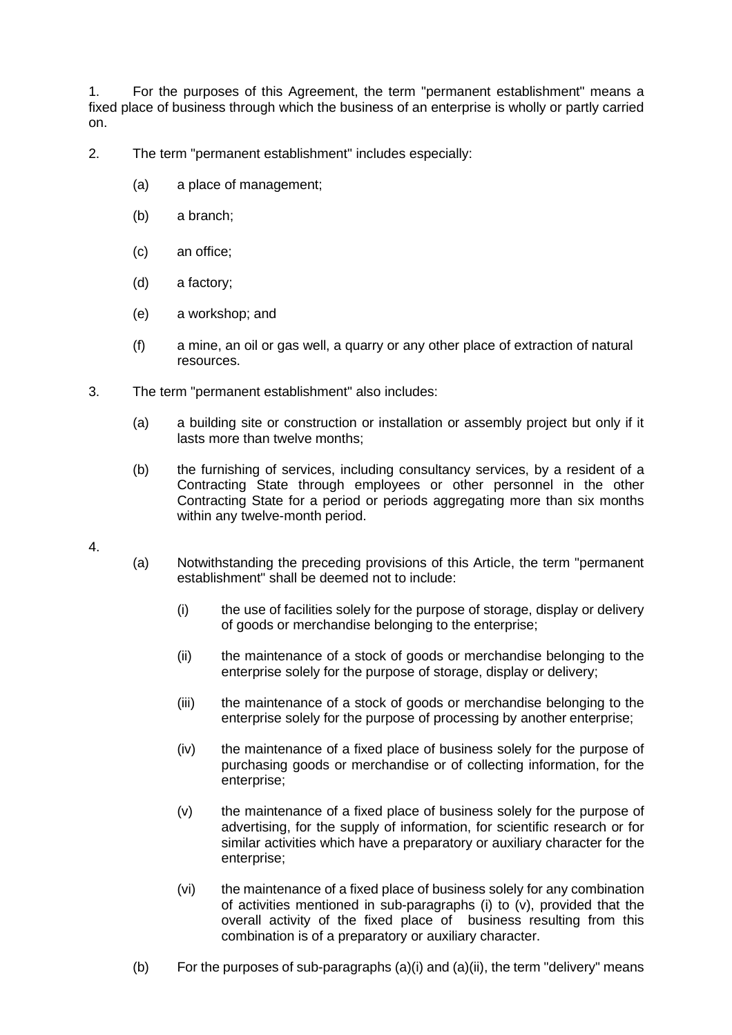1. For the purposes of this Agreement, the term "permanent establishment" means a fixed place of business through which the business of an enterprise is wholly or partly carried on.

2. The term "permanent establishment" includes especially:

   (a) a place of management;

   (b) a branch;

   (c) an office;

   (d) a factory;

   (e) a workshop; and

   (f) a mine, an oil or gas well, a quarry or any other place of extraction of natural resources.

3. The term "permanent establishment" also includes:

   (a) a building site or construction or installation or assembly project but only if it lasts more than twelve months;

   (b) the furnishing of services, including consultancy services, by a resident of a Contracting State through employees or other personnel in the other Contracting State for a period or periods aggregating more than six months within any twelve-month period.

4.

   (a) Notwithstanding the preceding provisions of this Article, the term "permanent establishment" shall be deemed not to include:

      (i) the use of facilities solely for the purpose of storage, display or delivery of goods or merchandise belonging to the enterprise;

      (ii) the maintenance of a stock of goods or merchandise belonging to the enterprise solely for the purpose of storage, display or delivery;

      (iii) the maintenance of a stock of goods or merchandise belonging to the enterprise solely for the purpose of processing by another enterprise;

      (iv) the maintenance of a fixed place of business solely for the purpose of purchasing goods or merchandise or of collecting information, for the enterprise;

      (v) the maintenance of a fixed place of business solely for the purpose of advertising, for the supply of information, for scientific research or for similar activities which have a preparatory or auxiliary character for the enterprise;

      (vi) the maintenance of a fixed place of business solely for any combination of activities mentioned in sub-paragraphs (i) to (v), provided that the overall activity of the fixed place of business resulting from this combination is of a preparatory or auxiliary character.

   (b) For the purposes of sub-paragraphs (a)(i) and (a)(ii), the term "delivery" means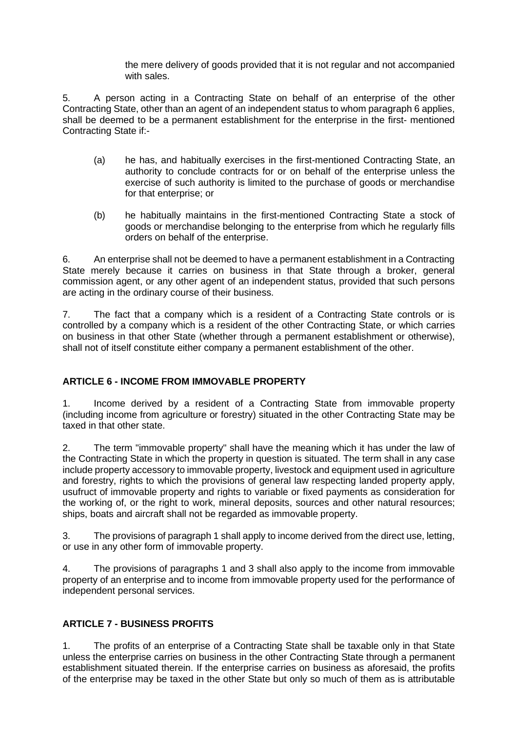the mere delivery of goods provided that it is not regular and not accompanied with sales.

5. A person acting in a Contracting State on behalf of an enterprise of the other Contracting State, other than an agent of an independent status to whom paragraph 6 applies, shall be deemed to be a permanent establishment for the enterprise in the first- mentioned Contracting State if:-

(a) he has, and habitually exercises in the first-mentioned Contracting State, an authority to conclude contracts for or on behalf of the enterprise unless the exercise of such authority is limited to the purchase of goods or merchandise for that enterprise; or

(b) he habitually maintains in the first-mentioned Contracting State a stock of goods or merchandise belonging to the enterprise from which he regularly fills orders on behalf of the enterprise.

6. An enterprise shall not be deemed to have a permanent establishment in a Contracting State merely because it carries on business in that State through a broker, general commission agent, or any other agent of an independent status, provided that such persons are acting in the ordinary course of their business.

7. The fact that a company which is a resident of a Contracting State controls or is controlled by a company which is a resident of the other Contracting State, or which carries on business in that other State (whether through a permanent establishment or otherwise), shall not of itself constitute either company a permanent establishment of the other.

**ARTICLE 6 - INCOME FROM IMMOVABLE PROPERTY**

1. Income derived by a resident of a Contracting State from immovable property (including income from agriculture or forestry) situated in the other Contracting State may be taxed in that other state.

2. The term "immovable property" shall have the meaning which it has under the law of the Contracting State in which the property in question is situated. The term shall in any case include property accessory to immovable property, livestock and equipment used in agriculture and forestry, rights to which the provisions of general law respecting landed property apply, usufruct of immovable property and rights to variable or fixed payments as consideration for the working of, or the right to work, mineral deposits, sources and other natural resources; ships, boats and aircraft shall not be regarded as immovable property.

3. The provisions of paragraph 1 shall apply to income derived from the direct use, letting, or use in any other form of immovable property.

4. The provisions of paragraphs 1 and 3 shall also apply to the income from immovable property of an enterprise and to income from immovable property used for the performance of independent personal services.

**ARTICLE 7 - BUSINESS PROFITS**

1. The profits of an enterprise of a Contracting State shall be taxable only in that State unless the enterprise carries on business in the other Contracting State through a permanent establishment situated therein. If the enterprise carries on business as aforesaid, the profits of the enterprise may be taxed in the other State but only so much of them as is attributable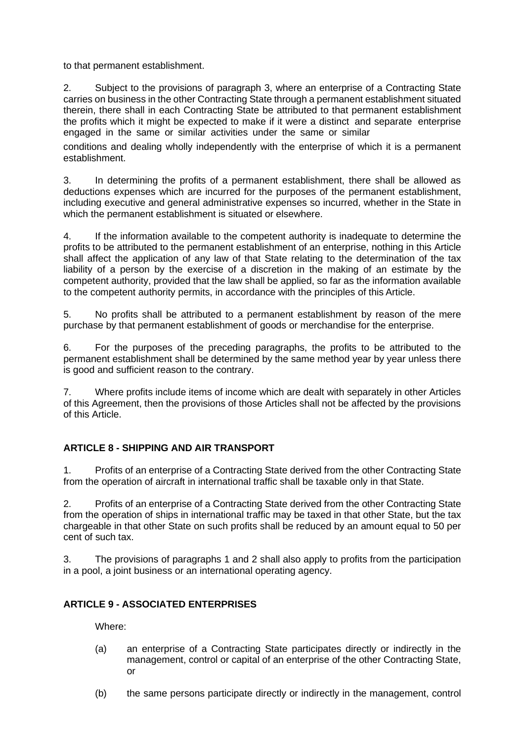to that permanent establishment.

2. Subject to the provisions of paragraph 3, where an enterprise of a Contracting State carries on business in the other Contracting State through a permanent establishment situated therein, there shall in each Contracting State be attributed to that permanent establishment the profits which it might be expected to make if it were a distinct and separate enterprise engaged in the same or similar activities under the same or similar conditions and dealing wholly independently with the enterprise of which it is a permanent establishment.

3. In determining the profits of a permanent establishment, there shall be allowed as deductions expenses which are incurred for the purposes of the permanent establishment, including executive and general administrative expenses so incurred, whether in the State in which the permanent establishment is situated or elsewhere.

4. If the information available to the competent authority is inadequate to determine the profits to be attributed to the permanent establishment of an enterprise, nothing in this Article shall affect the application of any law of that State relating to the determination of the tax liability of a person by the exercise of a discretion in the making of an estimate by the competent authority, provided that the law shall be applied, so far as the information available to the competent authority permits, in accordance with the principles of this Article.

5. No profits shall be attributed to a permanent establishment by reason of the mere purchase by that permanent establishment of goods or merchandise for the enterprise.

6. For the purposes of the preceding paragraphs, the profits to be attributed to the permanent establishment shall be determined by the same method year by year unless there is good and sufficient reason to the contrary.

7. Where profits include items of income which are dealt with separately in other Articles of this Agreement, then the provisions of those Articles shall not be affected by the provisions of this Article.

### ARTICLE 8 - SHIPPING AND AIR TRANSPORT

1. Profits of an enterprise of a Contracting State derived from the other Contracting State from the operation of aircraft in international traffic shall be taxable only in that State.

2. Profits of an enterprise of a Contracting State derived from the other Contracting State from the operation of ships in international traffic may be taxed in that other State, but the tax chargeable in that other State on such profits shall be reduced by an amount equal to 50 per cent of such tax.

3. The provisions of paragraphs 1 and 2 shall also apply to profits from the participation in a pool, a joint business or an international operating agency.

### ARTICLE 9 - ASSOCIATED ENTERPRISES

Where:

(a) an enterprise of a Contracting State participates directly or indirectly in the management, control or capital of an enterprise of the other Contracting State, or

(b) the same persons participate directly or indirectly in the management, control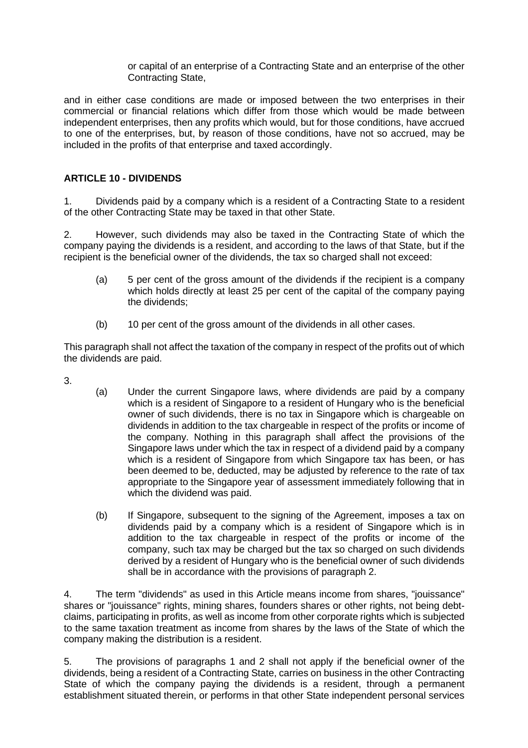or capital of an enterprise of a Contracting State and an enterprise of the other Contracting State,

and in either case conditions are made or imposed between the two enterprises in their commercial or financial relations which differ from those which would be made between independent enterprises, then any profits which would, but for those conditions, have accrued to one of the enterprises, but, by reason of those conditions, have not so accrued, may be included in the profits of that enterprise and taxed accordingly.

**ARTICLE 10 - DIVIDENDS**

1. Dividends paid by a company which is a resident of a Contracting State to a resident of the other Contracting State may be taxed in that other State.

2. However, such dividends may also be taxed in the Contracting State of which the company paying the dividends is a resident, and according to the laws of that State, but if the recipient is the beneficial owner of the dividends, the tax so charged shall not exceed:

(a) 5 per cent of the gross amount of the dividends if the recipient is a company which holds directly at least 25 per cent of the capital of the company paying the dividends;

(b) 10 per cent of the gross amount of the dividends in all other cases.

This paragraph shall not affect the taxation of the company in respect of the profits out of which the dividends are paid.

3.

(a) Under the current Singapore laws, where dividends are paid by a company which is a resident of Singapore to a resident of Hungary who is the beneficial owner of such dividends, there is no tax in Singapore which is chargeable on dividends in addition to the tax chargeable in respect of the profits or income of the company. Nothing in this paragraph shall affect the provisions of the Singapore laws under which the tax in respect of a dividend paid by a company which is a resident of Singapore from which Singapore tax has been, or has been deemed to be, deducted, may be adjusted by reference to the rate of tax appropriate to the Singapore year of assessment immediately following that in which the dividend was paid.

(b) If Singapore, subsequent to the signing of the Agreement, imposes a tax on dividends paid by a company which is a resident of Singapore which is in addition to the tax chargeable in respect of the profits or income of the company, such tax may be charged but the tax so charged on such dividends derived by a resident of Hungary who is the beneficial owner of such dividends shall be in accordance with the provisions of paragraph 2.

4. The term "dividends" as used in this Article means income from shares, "jouissance" shares or "jouissance" rights, mining shares, founders shares or other rights, not being debt-claims, participating in profits, as well as income from other corporate rights which is subjected to the same taxation treatment as income from shares by the laws of the State of which the company making the distribution is a resident.

5. The provisions of paragraphs 1 and 2 shall not apply if the beneficial owner of the dividends, being a resident of a Contracting State, carries on business in the other Contracting State of which the company paying the dividends is a resident, through a permanent establishment situated therein, or performs in that other State independent personal services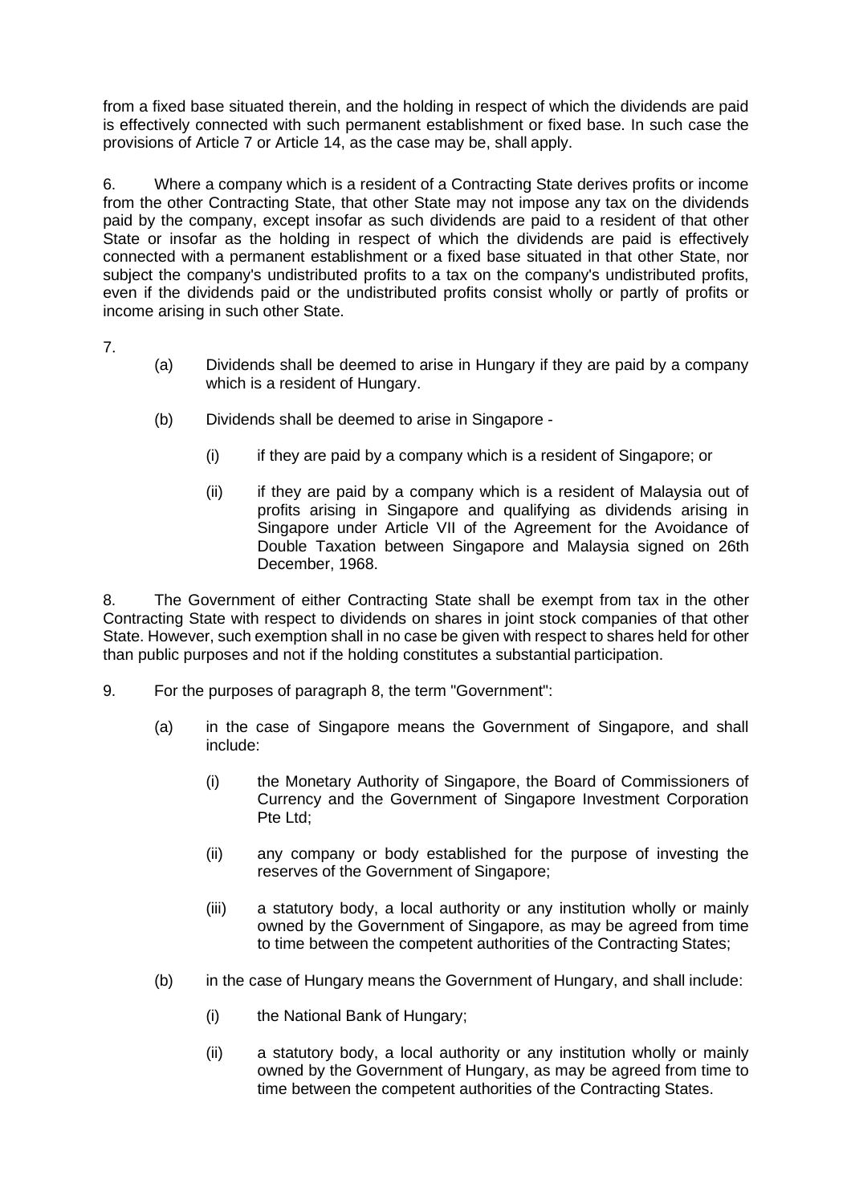from a fixed base situated therein, and the holding in respect of which the dividends are paid is effectively connected with such permanent establishment or fixed base. In such case the provisions of Article 7 or Article 14, as the case may be, shall apply.

6. Where a company which is a resident of a Contracting State derives profits or income from the other Contracting State, that other State may not impose any tax on the dividends paid by the company, except insofar as such dividends are paid to a resident of that other State or insofar as the holding in respect of which the dividends are paid is effectively connected with a permanent establishment or a fixed base situated in that other State, nor subject the company's undistributed profits to a tax on the company's undistributed profits, even if the dividends paid or the undistributed profits consist wholly or partly of profits or income arising in such other State.

7.

(a) Dividends shall be deemed to arise in Hungary if they are paid by a company which is a resident of Hungary.

(b) Dividends shall be deemed to arise in Singapore -

(i) if they are paid by a company which is a resident of Singapore; or

(ii) if they are paid by a company which is a resident of Malaysia out of profits arising in Singapore and qualifying as dividends arising in Singapore under Article VII of the Agreement for the Avoidance of Double Taxation between Singapore and Malaysia signed on 26th December, 1968.

8. The Government of either Contracting State shall be exempt from tax in the other Contracting State with respect to dividends on shares in joint stock companies of that other State. However, such exemption shall in no case be given with respect to shares held for other than public purposes and not if the holding constitutes a substantial participation.

9. For the purposes of paragraph 8, the term "Government":

(a) in the case of Singapore means the Government of Singapore, and shall include:

(i) the Monetary Authority of Singapore, the Board of Commissioners of Currency and the Government of Singapore Investment Corporation Pte Ltd;

(ii) any company or body established for the purpose of investing the reserves of the Government of Singapore;

(iii) a statutory body, a local authority or any institution wholly or mainly owned by the Government of Singapore, as may be agreed from time to time between the competent authorities of the Contracting States;

(b) in the case of Hungary means the Government of Hungary, and shall include:

(i) the National Bank of Hungary;

(ii) a statutory body, a local authority or any institution wholly or mainly owned by the Government of Hungary, as may be agreed from time to time between the competent authorities of the Contracting States.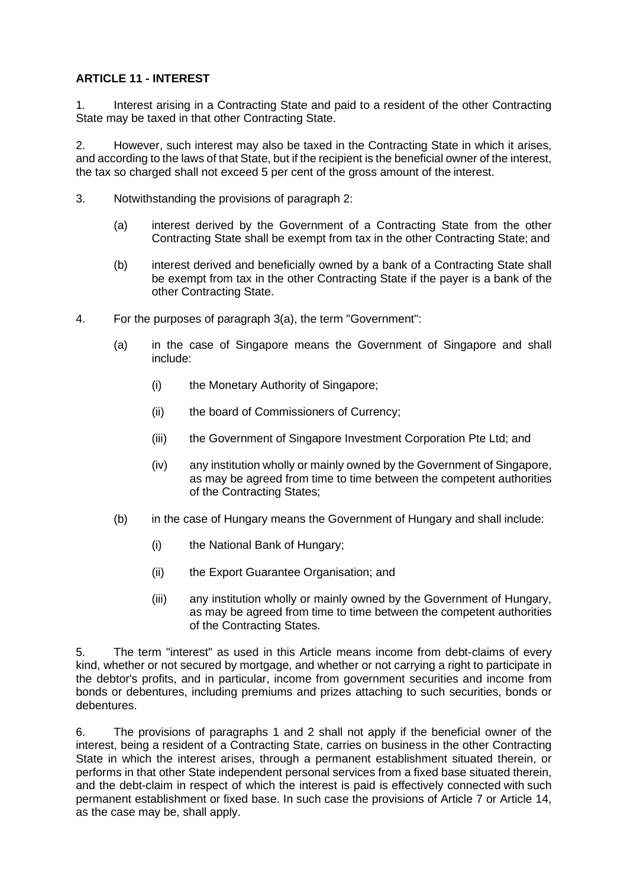**ARTICLE 11 - INTEREST**

1. Interest arising in a Contracting State and paid to a resident of the other Contracting State may be taxed in that other Contracting State.

2. However, such interest may also be taxed in the Contracting State in which it arises, and according to the laws of that State, but if the recipient is the beneficial owner of the interest, the tax so charged shall not exceed 5 per cent of the gross amount of the interest.

3. Notwithstanding the provisions of paragraph 2:

   (a) interest derived by the Government of a Contracting State from the other Contracting State shall be exempt from tax in the other Contracting State; and

   (b) interest derived and beneficially owned by a bank of a Contracting State shall be exempt from tax in the other Contracting State if the payer is a bank of the other Contracting State.

4. For the purposes of paragraph 3(a), the term "Government":

   (a) in the case of Singapore means the Government of Singapore and shall include:

      (i) the Monetary Authority of Singapore;

      (ii) the board of Commissioners of Currency;

      (iii) the Government of Singapore Investment Corporation Pte Ltd; and

      (iv) any institution wholly or mainly owned by the Government of Singapore, as may be agreed from time to time between the competent authorities of the Contracting States;

   (b) in the case of Hungary means the Government of Hungary and shall include:

      (i) the National Bank of Hungary;

      (ii) the Export Guarantee Organisation; and

      (iii) any institution wholly or mainly owned by the Government of Hungary, as may be agreed from time to time between the competent authorities of the Contracting States.

5. The term "interest" as used in this Article means income from debt-claims of every kind, whether or not secured by mortgage, and whether or not carrying a right to participate in the debtor's profits, and in particular, income from government securities and income from bonds or debentures, including premiums and prizes attaching to such securities, bonds or debentures.

6. The provisions of paragraphs 1 and 2 shall not apply if the beneficial owner of the interest, being a resident of a Contracting State, carries on business in the other Contracting State in which the interest arises, through a permanent establishment situated therein, or performs in that other State independent personal services from a fixed base situated therein, and the debt-claim in respect of which the interest is paid is effectively connected with such permanent establishment or fixed base. In such case the provisions of Article 7 or Article 14, as the case may be, shall apply.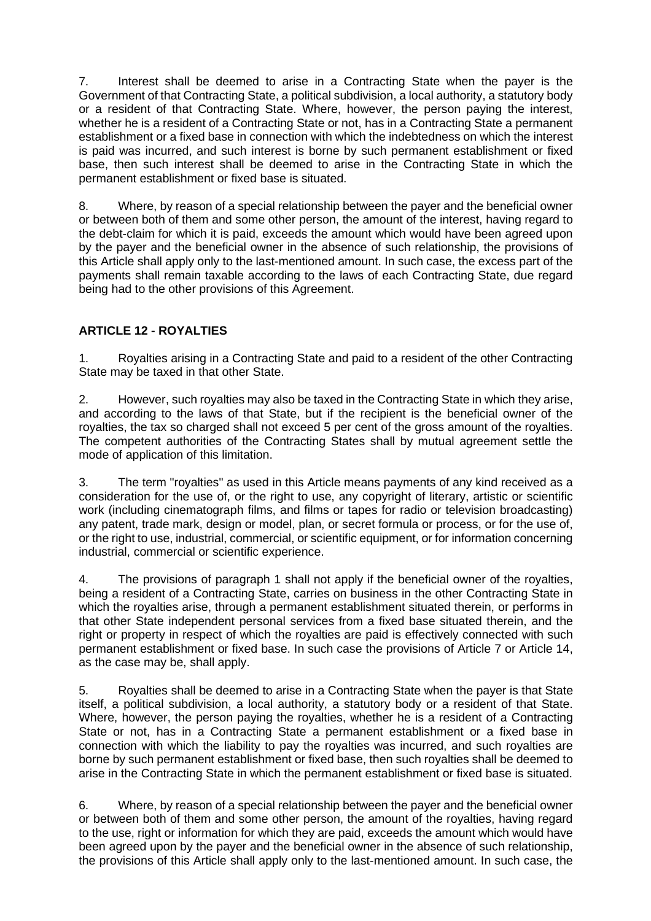7. Interest shall be deemed to arise in a Contracting State when the payer is the Government of that Contracting State, a political subdivision, a local authority, a statutory body or a resident of that Contracting State. Where, however, the person paying the interest, whether he is a resident of a Contracting State or not, has in a Contracting State a permanent establishment or a fixed base in connection with which the indebtedness on which the interest is paid was incurred, and such interest is borne by such permanent establishment or fixed base, then such interest shall be deemed to arise in the Contracting State in which the permanent establishment or fixed base is situated.

8. Where, by reason of a special relationship between the payer and the beneficial owner or between both of them and some other person, the amount of the interest, having regard to the debt-claim for which it is paid, exceeds the amount which would have been agreed upon by the payer and the beneficial owner in the absence of such relationship, the provisions of this Article shall apply only to the last-mentioned amount. In such case, the excess part of the payments shall remain taxable according to the laws of each Contracting State, due regard being had to the other provisions of this Agreement.

## ARTICLE 12 - ROYALTIES

1. Royalties arising in a Contracting State and paid to a resident of the other Contracting State may be taxed in that other State.

2. However, such royalties may also be taxed in the Contracting State in which they arise, and according to the laws of that State, but if the recipient is the beneficial owner of the royalties, the tax so charged shall not exceed 5 per cent of the gross amount of the royalties. The competent authorities of the Contracting States shall by mutual agreement settle the mode of application of this limitation.

3. The term "royalties" as used in this Article means payments of any kind received as a consideration for the use of, or the right to use, any copyright of literary, artistic or scientific work (including cinematograph films, and films or tapes for radio or television broadcasting) any patent, trade mark, design or model, plan, or secret formula or process, or for the use of, or the right to use, industrial, commercial, or scientific equipment, or for information concerning industrial, commercial or scientific experience.

4. The provisions of paragraph 1 shall not apply if the beneficial owner of the royalties, being a resident of a Contracting State, carries on business in the other Contracting State in which the royalties arise, through a permanent establishment situated therein, or performs in that other State independent personal services from a fixed base situated therein, and the right or property in respect of which the royalties are paid is effectively connected with such permanent establishment or fixed base. In such case the provisions of Article 7 or Article 14, as the case may be, shall apply.

5. Royalties shall be deemed to arise in a Contracting State when the payer is that State itself, a political subdivision, a local authority, a statutory body or a resident of that State. Where, however, the person paying the royalties, whether he is a resident of a Contracting State or not, has in a Contracting State a permanent establishment or a fixed base in connection with which the liability to pay the royalties was incurred, and such royalties are borne by such permanent establishment or fixed base, then such royalties shall be deemed to arise in the Contracting State in which the permanent establishment or fixed base is situated.

6. Where, by reason of a special relationship between the payer and the beneficial owner or between both of them and some other person, the amount of the royalties, having regard to the use, right or information for which they are paid, exceeds the amount which would have been agreed upon by the payer and the beneficial owner in the absence of such relationship, the provisions of this Article shall apply only to the last-mentioned amount. In such case, the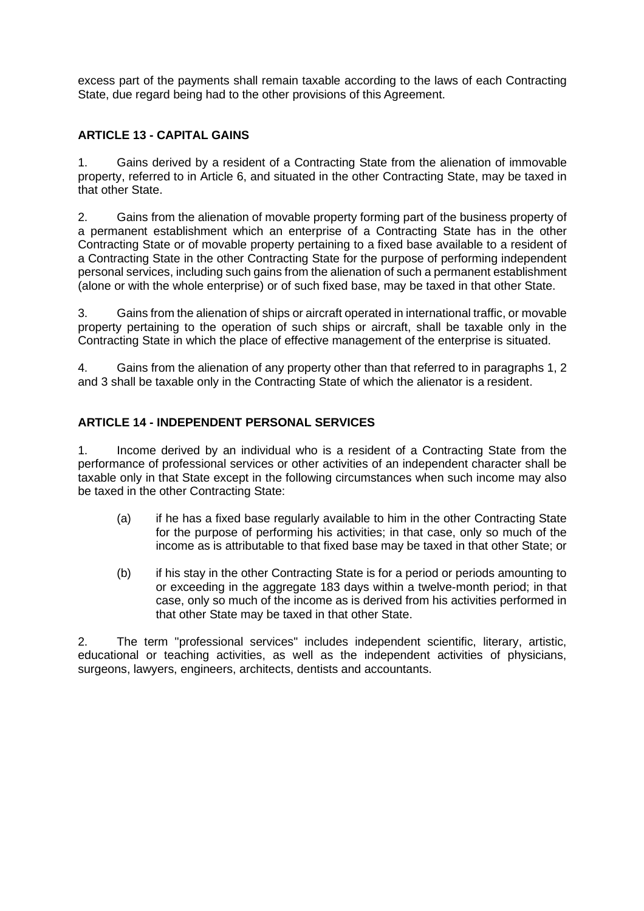excess part of the payments shall remain taxable according to the laws of each Contracting State, due regard being had to the other provisions of this Agreement.

## ARTICLE 13 - CAPITAL GAINS

1. Gains derived by a resident of a Contracting State from the alienation of immovable property, referred to in Article 6, and situated in the other Contracting State, may be taxed in that other State.

2. Gains from the alienation of movable property forming part of the business property of a permanent establishment which an enterprise of a Contracting State has in the other Contracting State or of movable property pertaining to a fixed base available to a resident of a Contracting State in the other Contracting State for the purpose of performing independent personal services, including such gains from the alienation of such a permanent establishment (alone or with the whole enterprise) or of such fixed base, may be taxed in that other State.

3. Gains from the alienation of ships or aircraft operated in international traffic, or movable property pertaining to the operation of such ships or aircraft, shall be taxable only in the Contracting State in which the place of effective management of the enterprise is situated.

4. Gains from the alienation of any property other than that referred to in paragraphs 1, 2 and 3 shall be taxable only in the Contracting State of which the alienator is a resident.

## ARTICLE 14 - INDEPENDENT PERSONAL SERVICES

1. Income derived by an individual who is a resident of a Contracting State from the performance of professional services or other activities of an independent character shall be taxable only in that State except in the following circumstances when such income may also be taxed in the other Contracting State:

   (a) if he has a fixed base regularly available to him in the other Contracting State for the purpose of performing his activities; in that case, only so much of the income as is attributable to that fixed base may be taxed in that other State; or

   (b) if his stay in the other Contracting State is for a period or periods amounting to or exceeding in the aggregate 183 days within a twelve-month period; in that case, only so much of the income as is derived from his activities performed in that other State may be taxed in that other State.

2. The term "professional services" includes independent scientific, literary, artistic, educational or teaching activities, as well as the independent activities of physicians, surgeons, lawyers, engineers, architects, dentists and accountants.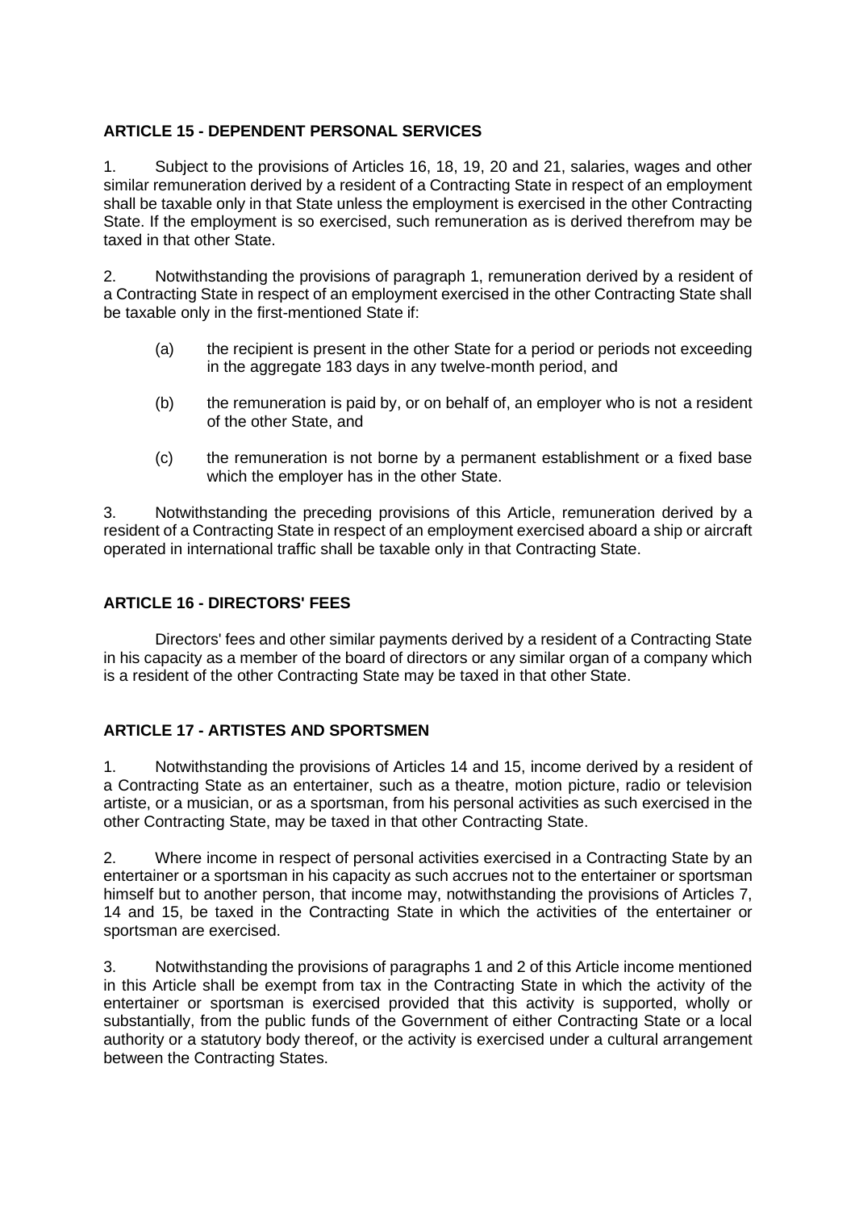## ARTICLE 15 - DEPENDENT PERSONAL SERVICES

1. Subject to the provisions of Articles 16, 18, 19, 20 and 21, salaries, wages and other similar remuneration derived by a resident of a Contracting State in respect of an employment shall be taxable only in that State unless the employment is exercised in the other Contracting State. If the employment is so exercised, such remuneration as is derived therefrom may be taxed in that other State.

2. Notwithstanding the provisions of paragraph 1, remuneration derived by a resident of a Contracting State in respect of an employment exercised in the other Contracting State shall be taxable only in the first-mentioned State if:

   (a) the recipient is present in the other State for a period or periods not exceeding in the aggregate 183 days in any twelve-month period, and

   (b) the remuneration is paid by, or on behalf of, an employer who is not a resident of the other State, and

   (c) the remuneration is not borne by a permanent establishment or a fixed base which the employer has in the other State.

3. Notwithstanding the preceding provisions of this Article, remuneration derived by a resident of a Contracting State in respect of an employment exercised aboard a ship or aircraft operated in international traffic shall be taxable only in that Contracting State.

## ARTICLE 16 - DIRECTORS' FEES

Directors' fees and other similar payments derived by a resident of a Contracting State in his capacity as a member of the board of directors or any similar organ of a company which is a resident of the other Contracting State may be taxed in that other State.

## ARTICLE 17 - ARTISTES AND SPORTSMEN

1. Notwithstanding the provisions of Articles 14 and 15, income derived by a resident of a Contracting State as an entertainer, such as a theatre, motion picture, radio or television artiste, or a musician, or as a sportsman, from his personal activities as such exercised in the other Contracting State, may be taxed in that other Contracting State.

2. Where income in respect of personal activities exercised in a Contracting State by an entertainer or a sportsman in his capacity as such accrues not to the entertainer or sportsman himself but to another person, that income may, notwithstanding the provisions of Articles 7, 14 and 15, be taxed in the Contracting State in which the activities of the entertainer or sportsman are exercised.

3. Notwithstanding the provisions of paragraphs 1 and 2 of this Article income mentioned in this Article shall be exempt from tax in the Contracting State in which the activity of the entertainer or sportsman is exercised provided that this activity is supported, wholly or substantially, from the public funds of the Government of either Contracting State or a local authority or a statutory body thereof, or the activity is exercised under a cultural arrangement between the Contracting States.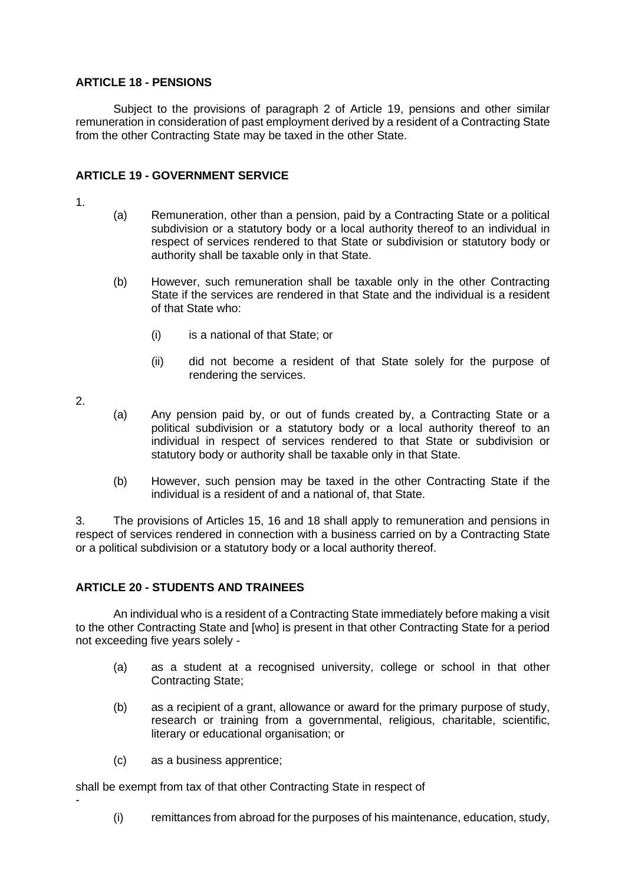**ARTICLE 18 - PENSIONS**

Subject to the provisions of paragraph 2 of Article 19, pensions and other similar remuneration in consideration of past employment derived by a resident of a Contracting State from the other Contracting State may be taxed in the other State.

**ARTICLE 19 - GOVERNMENT SERVICE**

1.

(a) Remuneration, other than a pension, paid by a Contracting State or a political subdivision or a statutory body or a local authority thereof to an individual in respect of services rendered to that State or subdivision or statutory body or authority shall be taxable only in that State.

(b) However, such remuneration shall be taxable only in the other Contracting State if the services are rendered in that State and the individual is a resident of that State who:

(i) is a national of that State; or

(ii) did not become a resident of that State solely for the purpose of rendering the services.

2.

(a) Any pension paid by, or out of funds created by, a Contracting State or a political subdivision or a statutory body or a local authority thereof to an individual in respect of services rendered to that State or subdivision or statutory body or authority shall be taxable only in that State.

(b) However, such pension may be taxed in the other Contracting State if the individual is a resident of and a national of, that State.

3. The provisions of Articles 15, 16 and 18 shall apply to remuneration and pensions in respect of services rendered in connection with a business carried on by a Contracting State or a political subdivision or a statutory body or a local authority thereof.

**ARTICLE 20 - STUDENTS AND TRAINEES**

An individual who is a resident of a Contracting State immediately before making a visit to the other Contracting State and [who] is present in that other Contracting State for a period not exceeding five years solely -

(a) as a student at a recognised university, college or school in that other Contracting State;

(b) as a recipient of a grant, allowance or award for the primary purpose of study, research or training from a governmental, religious, charitable, scientific, literary or educational organisation; or

(c) as a business apprentice;

shall be exempt from tax of that other Contracting State in respect of

-

(i) remittances from abroad for the purposes of his maintenance, education, study,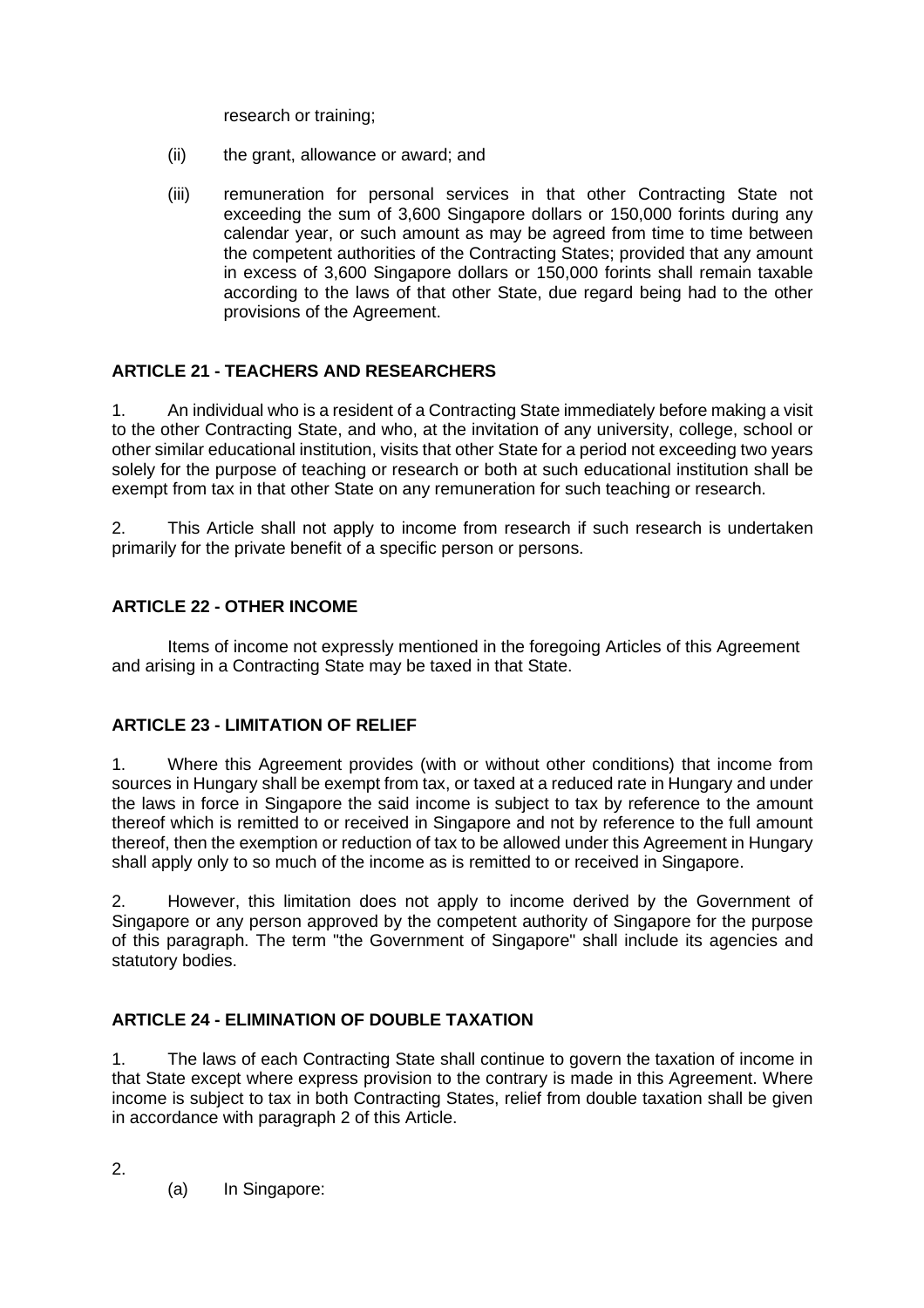research or training;

(ii) the grant, allowance or award; and

(iii) remuneration for personal services in that other Contracting State not exceeding the sum of 3,600 Singapore dollars or 150,000 forints during any calendar year, or such amount as may be agreed from time to time between the competent authorities of the Contracting States; provided that any amount in excess of 3,600 Singapore dollars or 150,000 forints shall remain taxable according to the laws of that other State, due regard being had to the other provisions of the Agreement.

**ARTICLE 21 - TEACHERS AND RESEARCHERS**

1. An individual who is a resident of a Contracting State immediately before making a visit to the other Contracting State, and who, at the invitation of any university, college, school or other similar educational institution, visits that other State for a period not exceeding two years solely for the purpose of teaching or research or both at such educational institution shall be exempt from tax in that other State on any remuneration for such teaching or research.

2. This Article shall not apply to income from research if such research is undertaken primarily for the private benefit of a specific person or persons.

**ARTICLE 22 - OTHER INCOME**

Items of income not expressly mentioned in the foregoing Articles of this Agreement and arising in a Contracting State may be taxed in that State.

**ARTICLE 23 - LIMITATION OF RELIEF**

1. Where this Agreement provides (with or without other conditions) that income from sources in Hungary shall be exempt from tax, or taxed at a reduced rate in Hungary and under the laws in force in Singapore the said income is subject to tax by reference to the amount thereof which is remitted to or received in Singapore and not by reference to the full amount thereof, then the exemption or reduction of tax to be allowed under this Agreement in Hungary shall apply only to so much of the income as is remitted to or received in Singapore.

2. However, this limitation does not apply to income derived by the Government of Singapore or any person approved by the competent authority of Singapore for the purpose of this paragraph. The term "the Government of Singapore" shall include its agencies and statutory bodies.

**ARTICLE 24 - ELIMINATION OF DOUBLE TAXATION**

1. The laws of each Contracting State shall continue to govern the taxation of income in that State except where express provision to the contrary is made in this Agreement. Where income is subject to tax in both Contracting States, relief from double taxation shall be given in accordance with paragraph 2 of this Article.

2.

(a) In Singapore: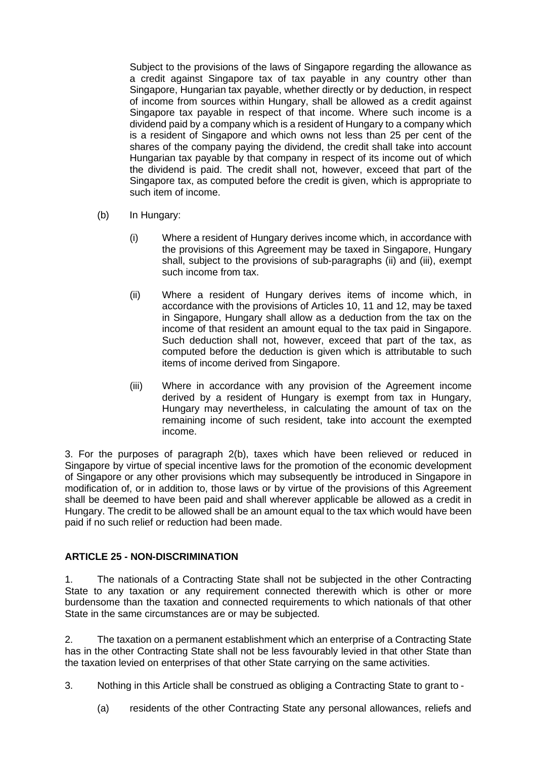Subject to the provisions of the laws of Singapore regarding the allowance as a credit against Singapore tax of tax payable in any country other than Singapore, Hungarian tax payable, whether directly or by deduction, in respect of income from sources within Hungary, shall be allowed as a credit against Singapore tax payable in respect of that income. Where such income is a dividend paid by a company which is a resident of Hungary to a company which is a resident of Singapore and which owns not less than 25 per cent of the shares of the company paying the dividend, the credit shall take into account Hungarian tax payable by that company in respect of its income out of which the dividend is paid. The credit shall not, however, exceed that part of the Singapore tax, as computed before the credit is given, which is appropriate to such item of income.

(b) In Hungary:

(i) Where a resident of Hungary derives income which, in accordance with the provisions of this Agreement may be taxed in Singapore, Hungary shall, subject to the provisions of sub-paragraphs (ii) and (iii), exempt such income from tax.

(ii) Where a resident of Hungary derives items of income which, in accordance with the provisions of Articles 10, 11 and 12, may be taxed in Singapore, Hungary shall allow as a deduction from the tax on the income of that resident an amount equal to the tax paid in Singapore. Such deduction shall not, however, exceed that part of the tax, as computed before the deduction is given which is attributable to such items of income derived from Singapore.

(iii) Where in accordance with any provision of the Agreement income derived by a resident of Hungary is exempt from tax in Hungary, Hungary may nevertheless, in calculating the amount of tax on the remaining income of such resident, take into account the exempted income.

3. For the purposes of paragraph 2(b), taxes which have been relieved or reduced in Singapore by virtue of special incentive laws for the promotion of the economic development of Singapore or any other provisions which may subsequently be introduced in Singapore in modification of, or in addition to, those laws or by virtue of the provisions of this Agreement shall be deemed to have been paid and shall wherever applicable be allowed as a credit in Hungary. The credit to be allowed shall be an amount equal to the tax which would have been paid if no such relief or reduction had been made.

**ARTICLE 25 - NON-DISCRIMINATION**

1. The nationals of a Contracting State shall not be subjected in the other Contracting State to any taxation or any requirement connected therewith which is other or more burdensome than the taxation and connected requirements to which nationals of that other State in the same circumstances are or may be subjected.

2. The taxation on a permanent establishment which an enterprise of a Contracting State has in the other Contracting State shall not be less favourably levied in that other State than the taxation levied on enterprises of that other State carrying on the same activities.

3. Nothing in this Article shall be construed as obliging a Contracting State to grant to -

(a) residents of the other Contracting State any personal allowances, reliefs and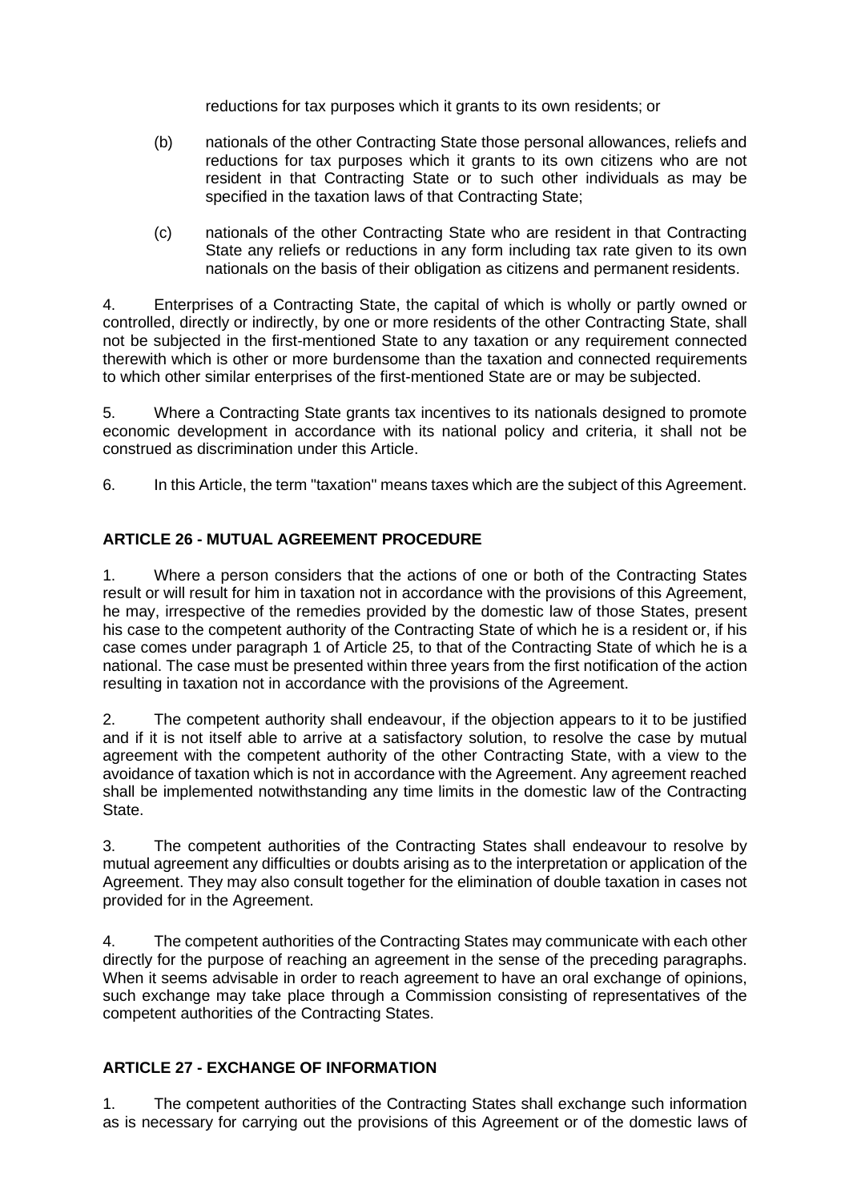reductions for tax purposes which it grants to its own residents; or

(b) nationals of the other Contracting State those personal allowances, reliefs and reductions for tax purposes which it grants to its own citizens who are not resident in that Contracting State or to such other individuals as may be specified in the taxation laws of that Contracting State;

(c) nationals of the other Contracting State who are resident in that Contracting State any reliefs or reductions in any form including tax rate given to its own nationals on the basis of their obligation as citizens and permanent residents.

4. Enterprises of a Contracting State, the capital of which is wholly or partly owned or controlled, directly or indirectly, by one or more residents of the other Contracting State, shall not be subjected in the first-mentioned State to any taxation or any requirement connected therewith which is other or more burdensome than the taxation and connected requirements to which other similar enterprises of the first-mentioned State are or may be subjected.

5. Where a Contracting State grants tax incentives to its nationals designed to promote economic development in accordance with its national policy and criteria, it shall not be construed as discrimination under this Article.

6. In this Article, the term "taxation" means taxes which are the subject of this Agreement.

## ARTICLE 26 - MUTUAL AGREEMENT PROCEDURE

1. Where a person considers that the actions of one or both of the Contracting States result or will result for him in taxation not in accordance with the provisions of this Agreement, he may, irrespective of the remedies provided by the domestic law of those States, present his case to the competent authority of the Contracting State of which he is a resident or, if his case comes under paragraph 1 of Article 25, to that of the Contracting State of which he is a national. The case must be presented within three years from the first notification of the action resulting in taxation not in accordance with the provisions of the Agreement.

2. The competent authority shall endeavour, if the objection appears to it to be justified and if it is not itself able to arrive at a satisfactory solution, to resolve the case by mutual agreement with the competent authority of the other Contracting State, with a view to the avoidance of taxation which is not in accordance with the Agreement. Any agreement reached shall be implemented notwithstanding any time limits in the domestic law of the Contracting State.

3. The competent authorities of the Contracting States shall endeavour to resolve by mutual agreement any difficulties or doubts arising as to the interpretation or application of the Agreement. They may also consult together for the elimination of double taxation in cases not provided for in the Agreement.

4. The competent authorities of the Contracting States may communicate with each other directly for the purpose of reaching an agreement in the sense of the preceding paragraphs. When it seems advisable in order to reach agreement to have an oral exchange of opinions, such exchange may take place through a Commission consisting of representatives of the competent authorities of the Contracting States.

## ARTICLE 27 - EXCHANGE OF INFORMATION

1. The competent authorities of the Contracting States shall exchange such information as is necessary for carrying out the provisions of this Agreement or of the domestic laws of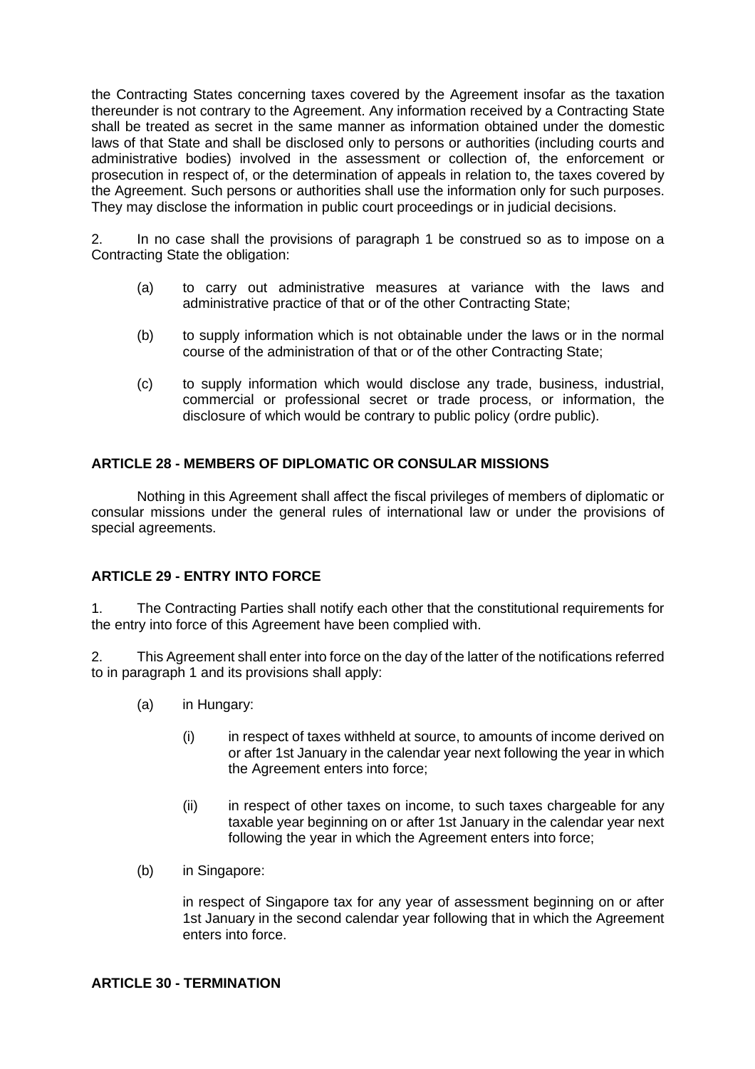the Contracting States concerning taxes covered by the Agreement insofar as the taxation thereunder is not contrary to the Agreement. Any information received by a Contracting State shall be treated as secret in the same manner as information obtained under the domestic laws of that State and shall be disclosed only to persons or authorities (including courts and administrative bodies) involved in the assessment or collection of, the enforcement or prosecution in respect of, or the determination of appeals in relation to, the taxes covered by the Agreement. Such persons or authorities shall use the information only for such purposes. They may disclose the information in public court proceedings or in judicial decisions.

2. In no case shall the provisions of paragraph 1 be construed so as to impose on a Contracting State the obligation:

(a) to carry out administrative measures at variance with the laws and administrative practice of that or of the other Contracting State;

(b) to supply information which is not obtainable under the laws or in the normal course of the administration of that or of the other Contracting State;

(c) to supply information which would disclose any trade, business, industrial, commercial or professional secret or trade process, or information, the disclosure of which would be contrary to public policy (ordre public).

**ARTICLE 28 - MEMBERS OF DIPLOMATIC OR CONSULAR MISSIONS**

Nothing in this Agreement shall affect the fiscal privileges of members of diplomatic or consular missions under the general rules of international law or under the provisions of special agreements.

**ARTICLE 29 - ENTRY INTO FORCE**

1. The Contracting Parties shall notify each other that the constitutional requirements for the entry into force of this Agreement have been complied with.

2. This Agreement shall enter into force on the day of the latter of the notifications referred to in paragraph 1 and its provisions shall apply:

(a) in Hungary:

(i) in respect of taxes withheld at source, to amounts of income derived on or after 1st January in the calendar year next following the year in which the Agreement enters into force;

(ii) in respect of other taxes on income, to such taxes chargeable for any taxable year beginning on or after 1st January in the calendar year next following the year in which the Agreement enters into force;

(b) in Singapore:

in respect of Singapore tax for any year of assessment beginning on or after 1st January in the second calendar year following that in which the Agreement enters into force.

**ARTICLE 30 - TERMINATION**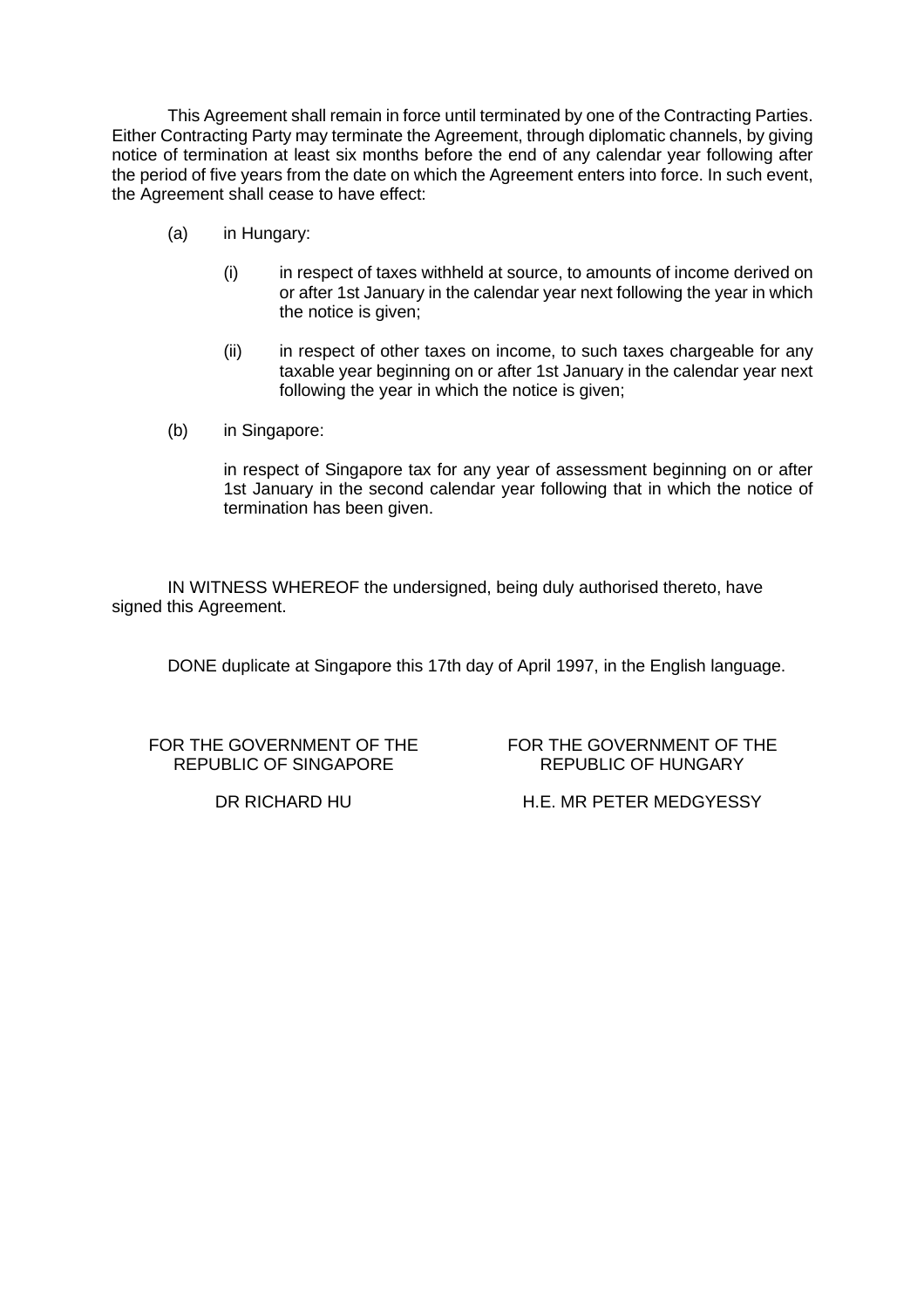This Agreement shall remain in force until terminated by one of the Contracting Parties. Either Contracting Party may terminate the Agreement, through diplomatic channels, by giving notice of termination at least six months before the end of any calendar year following after the period of five years from the date on which the Agreement enters into force. In such event, the Agreement shall cease to have effect:

(a) in Hungary:

  (i) in respect of taxes withheld at source, to amounts of income derived on or after 1st January in the calendar year next following the year in which the notice is given;

  (ii) in respect of other taxes on income, to such taxes chargeable for any taxable year beginning on or after 1st January in the calendar year next following the year in which the notice is given;

(b) in Singapore:

  in respect of Singapore tax for any year of assessment beginning on or after 1st January in the second calendar year following that in which the notice of termination has been given.

IN WITNESS WHEREOF the undersigned, being duly authorised thereto, have signed this Agreement.

DONE duplicate at Singapore this 17th day of April 1997, in the English language.

| FOR THE GOVERNMENT OF THE REPUBLIC OF SINGAPORE | FOR THE GOVERNMENT OF THE REPUBLIC OF HUNGARY |
|---|---|
| DR RICHARD HU | H.E. MR PETER MEDGYESSY |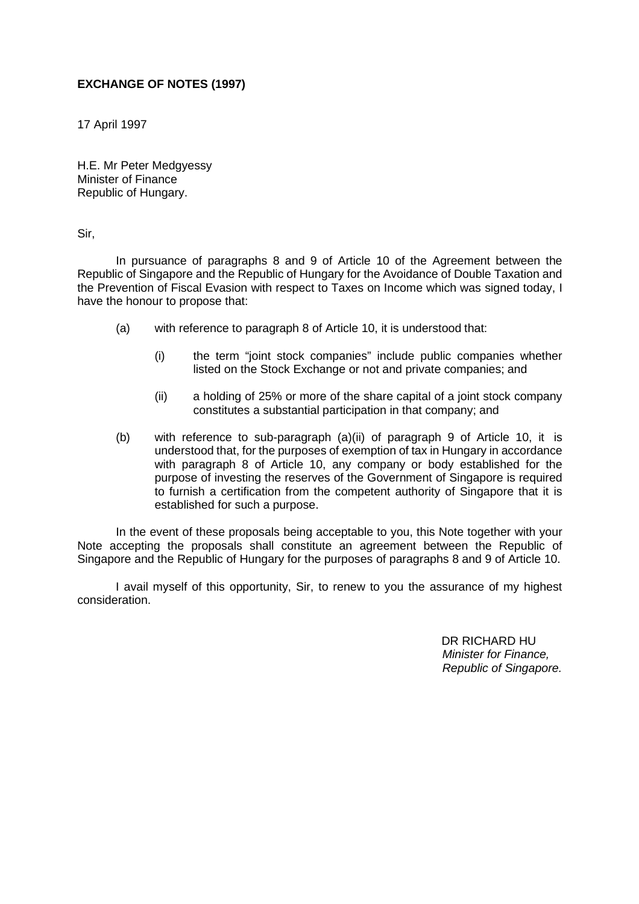**EXCHANGE OF NOTES (1997)**

17 April 1997

H.E. Mr Peter Medgyessy
Minister of Finance
Republic of Hungary.

Sir,

In pursuance of paragraphs 8 and 9 of Article 10 of the Agreement between the Republic of Singapore and the Republic of Hungary for the Avoidance of Double Taxation and the Prevention of Fiscal Evasion with respect to Taxes on Income which was signed today, I have the honour to propose that:

(a) with reference to paragraph 8 of Article 10, it is understood that:

  (i) the term "joint stock companies" include public companies whether listed on the Stock Exchange or not and private companies; and

  (ii) a holding of 25% or more of the share capital of a joint stock company constitutes a substantial participation in that company; and

(b) with reference to sub-paragraph (a)(ii) of paragraph 9 of Article 10, it is understood that, for the purposes of exemption of tax in Hungary in accordance with paragraph 8 of Article 10, any company or body established for the purpose of investing the reserves of the Government of Singapore is required to furnish a certification from the competent authority of Singapore that it is established for such a purpose.

In the event of these proposals being acceptable to you, this Note together with your Note accepting the proposals shall constitute an agreement between the Republic of Singapore and the Republic of Hungary for the purposes of paragraphs 8 and 9 of Article 10.

I avail myself of this opportunity, Sir, to renew to you the assurance of my highest consideration.

DR RICHARD HU
*Minister for Finance,*
*Republic of Singapore.*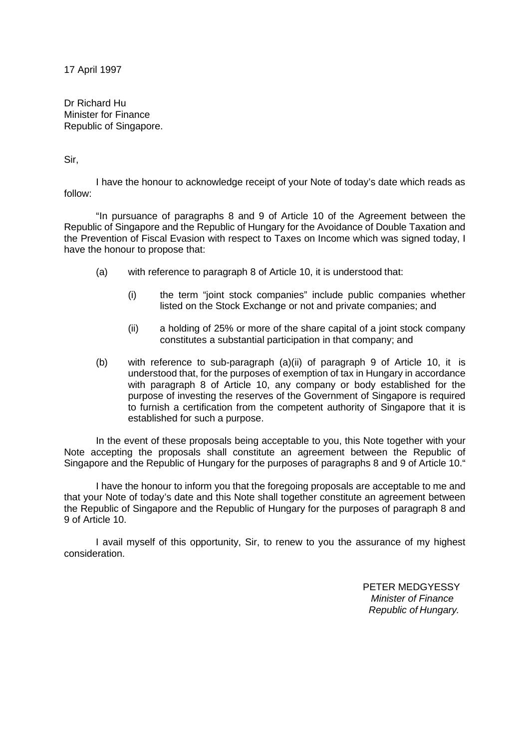17 April 1997

Dr Richard Hu
Minister for Finance
Republic of Singapore.

Sir,

I have the honour to acknowledge receipt of your Note of today's date which reads as follow:

"In pursuance of paragraphs 8 and 9 of Article 10 of the Agreement between the Republic of Singapore and the Republic of Hungary for the Avoidance of Double Taxation and the Prevention of Fiscal Evasion with respect to Taxes on Income which was signed today, I have the honour to propose that:

(a) with reference to paragraph 8 of Article 10, it is understood that:

  (i) the term "joint stock companies" include public companies whether listed on the Stock Exchange or not and private companies; and

  (ii) a holding of 25% or more of the share capital of a joint stock company constitutes a substantial participation in that company; and

(b) with reference to sub-paragraph (a)(ii) of paragraph 9 of Article 10, it is understood that, for the purposes of exemption of tax in Hungary in accordance with paragraph 8 of Article 10, any company or body established for the purpose of investing the reserves of the Government of Singapore is required to furnish a certification from the competent authority of Singapore that it is established for such a purpose.

In the event of these proposals being acceptable to you, this Note together with your Note accepting the proposals shall constitute an agreement between the Republic of Singapore and the Republic of Hungary for the purposes of paragraphs 8 and 9 of Article 10."

I have the honour to inform you that the foregoing proposals are acceptable to me and that your Note of today's date and this Note shall together constitute an agreement between the Republic of Singapore and the Republic of Hungary for the purposes of paragraph 8 and 9 of Article 10.

I avail myself of this opportunity, Sir, to renew to you the assurance of my highest consideration.

PETER MEDGYESSY
*Minister of Finance*
*Republic of Hungary.*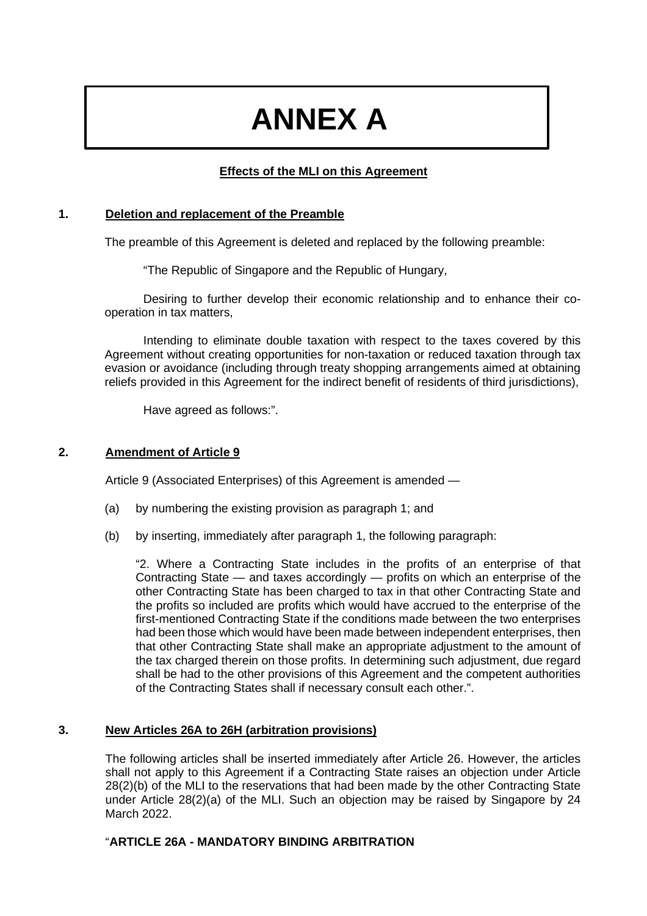# ANNEX A

**Effects of the MLI on this Agreement**

## 1. Deletion and replacement of the Preamble

The preamble of this Agreement is deleted and replaced by the following preamble:

"The Republic of Singapore and the Republic of Hungary,

Desiring to further develop their economic relationship and to enhance their co-operation in tax matters,

Intending to eliminate double taxation with respect to the taxes covered by this Agreement without creating opportunities for non-taxation or reduced taxation through tax evasion or avoidance (including through treaty shopping arrangements aimed at obtaining reliefs provided in this Agreement for the indirect benefit of residents of third jurisdictions),

Have agreed as follows:".

## 2. Amendment of Article 9

Article 9 (Associated Enterprises) of this Agreement is amended —

(a) by numbering the existing provision as paragraph 1; and

(b) by inserting, immediately after paragraph 1, the following paragraph:

"2. Where a Contracting State includes in the profits of an enterprise of that Contracting State — and taxes accordingly — profits on which an enterprise of the other Contracting State has been charged to tax in that other Contracting State and the profits so included are profits which would have accrued to the enterprise of the first-mentioned Contracting State if the conditions made between the two enterprises had been those which would have been made between independent enterprises, then that other Contracting State shall make an appropriate adjustment to the amount of the tax charged therein on those profits. In determining such adjustment, due regard shall be had to the other provisions of this Agreement and the competent authorities of the Contracting States shall if necessary consult each other.".

## 3. New Articles 26A to 26H (arbitration provisions)

The following articles shall be inserted immediately after Article 26. However, the articles shall not apply to this Agreement if a Contracting State raises an objection under Article 28(2)(b) of the MLI to the reservations that had been made by the other Contracting State under Article 28(2)(a) of the MLI. Such an objection may be raised by Singapore by 24 March 2022.

"**ARTICLE 26A - MANDATORY BINDING ARBITRATION**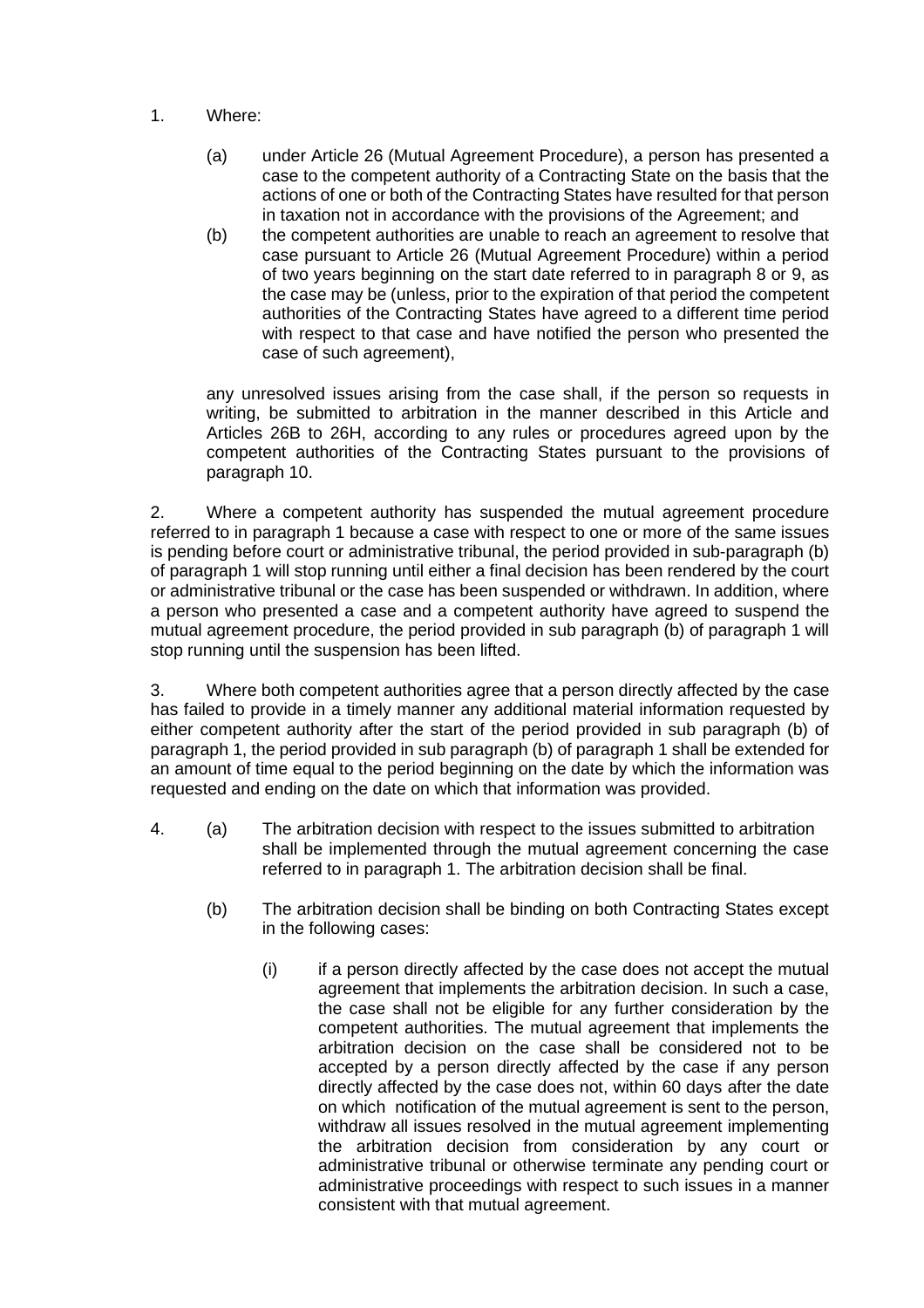1. Where:

   (a) under Article 26 (Mutual Agreement Procedure), a person has presented a case to the competent authority of a Contracting State on the basis that the actions of one or both of the Contracting States have resulted for that person in taxation not in accordance with the provisions of the Agreement; and

   (b) the competent authorities are unable to reach an agreement to resolve that case pursuant to Article 26 (Mutual Agreement Procedure) within a period of two years beginning on the start date referred to in paragraph 8 or 9, as the case may be (unless, prior to the expiration of that period the competent authorities of the Contracting States have agreed to a different time period with respect to that case and have notified the person who presented the case of such agreement),

   any unresolved issues arising from the case shall, if the person so requests in writing, be submitted to arbitration in the manner described in this Article and Articles 26B to 26H, according to any rules or procedures agreed upon by the competent authorities of the Contracting States pursuant to the provisions of paragraph 10.

2. Where a competent authority has suspended the mutual agreement procedure referred to in paragraph 1 because a case with respect to one or more of the same issues is pending before court or administrative tribunal, the period provided in sub-paragraph (b) of paragraph 1 will stop running until either a final decision has been rendered by the court or administrative tribunal or the case has been suspended or withdrawn. In addition, where a person who presented a case and a competent authority have agreed to suspend the mutual agreement procedure, the period provided in sub paragraph (b) of paragraph 1 will stop running until the suspension has been lifted.

3. Where both competent authorities agree that a person directly affected by the case has failed to provide in a timely manner any additional material information requested by either competent authority after the start of the period provided in sub paragraph (b) of paragraph 1, the period provided in sub paragraph (b) of paragraph 1 shall be extended for an amount of time equal to the period beginning on the date by which the information was requested and ending on the date on which that information was provided.

4. (a) The arbitration decision with respect to the issues submitted to arbitration shall be implemented through the mutual agreement concerning the case referred to in paragraph 1. The arbitration decision shall be final.

   (b) The arbitration decision shall be binding on both Contracting States except in the following cases:

      (i) if a person directly affected by the case does not accept the mutual agreement that implements the arbitration decision. In such a case, the case shall not be eligible for any further consideration by the competent authorities. The mutual agreement that implements the arbitration decision on the case shall be considered not to be accepted by a person directly affected by the case if any person directly affected by the case does not, within 60 days after the date on which notification of the mutual agreement is sent to the person, withdraw all issues resolved in the mutual agreement implementing the arbitration decision from consideration by any court or administrative tribunal or otherwise terminate any pending court or administrative proceedings with respect to such issues in a manner consistent with that mutual agreement.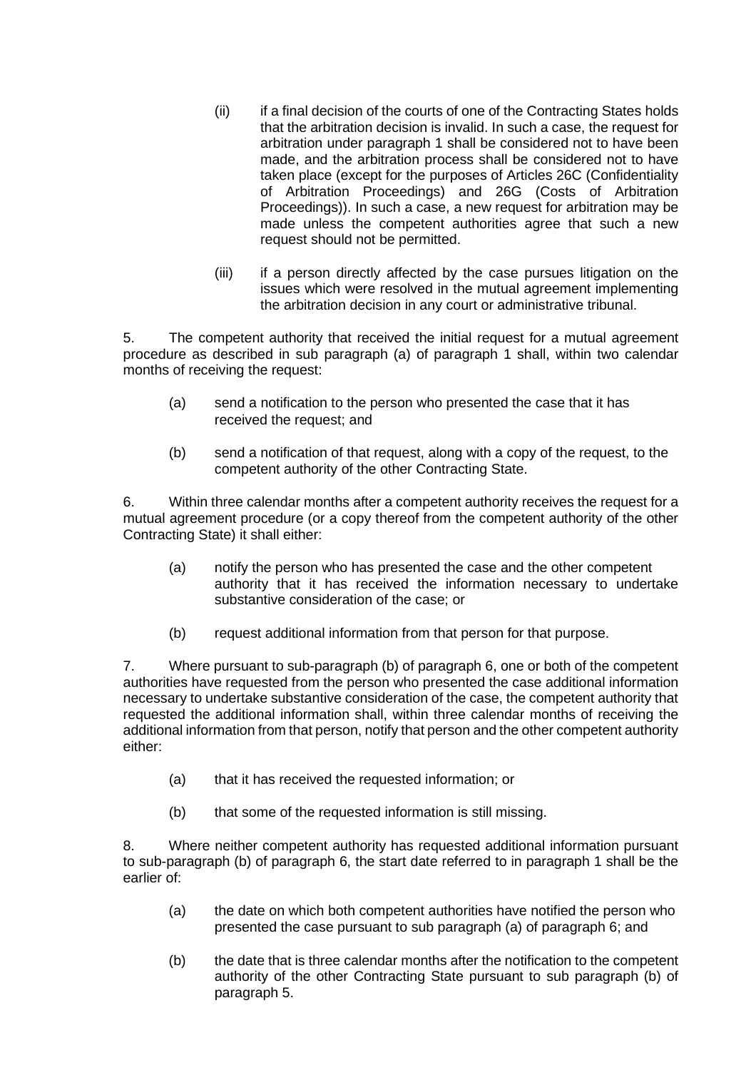(ii) if a final decision of the courts of one of the Contracting States holds that the arbitration decision is invalid. In such a case, the request for arbitration under paragraph 1 shall be considered not to have been made, and the arbitration process shall be considered not to have taken place (except for the purposes of Articles 26C (Confidentiality of Arbitration Proceedings) and 26G (Costs of Arbitration Proceedings)). In such a case, a new request for arbitration may be made unless the competent authorities agree that such a new request should not be permitted.

(iii) if a person directly affected by the case pursues litigation on the issues which were resolved in the mutual agreement implementing the arbitration decision in any court or administrative tribunal.

5. The competent authority that received the initial request for a mutual agreement procedure as described in sub paragraph (a) of paragraph 1 shall, within two calendar months of receiving the request:

(a) send a notification to the person who presented the case that it has received the request; and

(b) send a notification of that request, along with a copy of the request, to the competent authority of the other Contracting State.

6. Within three calendar months after a competent authority receives the request for a mutual agreement procedure (or a copy thereof from the competent authority of the other Contracting State) it shall either:

(a) notify the person who has presented the case and the other competent authority that it has received the information necessary to undertake substantive consideration of the case; or

(b) request additional information from that person for that purpose.

7. Where pursuant to sub-paragraph (b) of paragraph 6, one or both of the competent authorities have requested from the person who presented the case additional information necessary to undertake substantive consideration of the case, the competent authority that requested the additional information shall, within three calendar months of receiving the additional information from that person, notify that person and the other competent authority either:

(a) that it has received the requested information; or

(b) that some of the requested information is still missing.

8. Where neither competent authority has requested additional information pursuant to sub-paragraph (b) of paragraph 6, the start date referred to in paragraph 1 shall be the earlier of:

(a) the date on which both competent authorities have notified the person who presented the case pursuant to sub paragraph (a) of paragraph 6; and

(b) the date that is three calendar months after the notification to the competent authority of the other Contracting State pursuant to sub paragraph (b) of paragraph 5.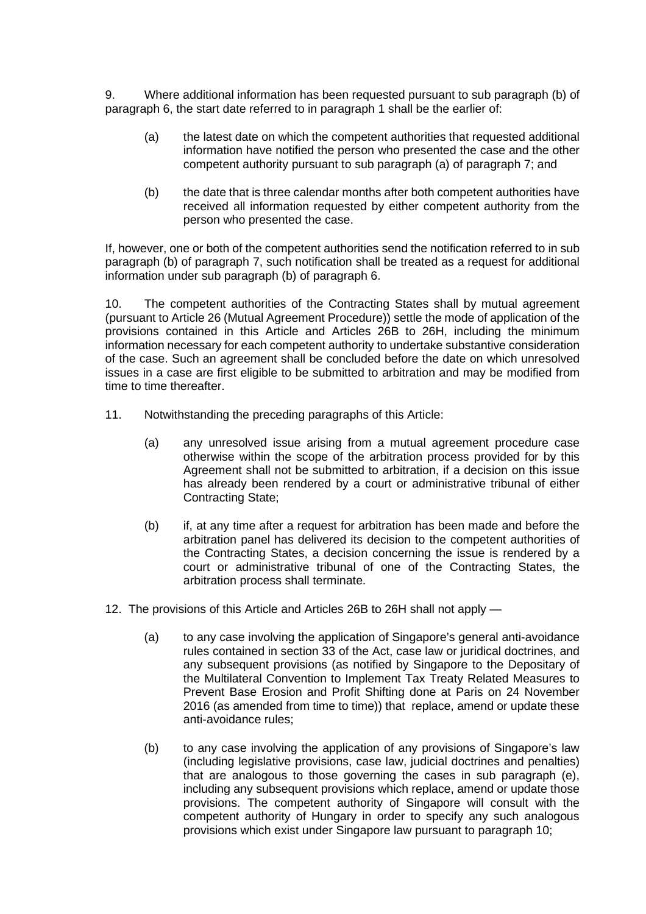9. Where additional information has been requested pursuant to sub paragraph (b) of paragraph 6, the start date referred to in paragraph 1 shall be the earlier of:

(a) the latest date on which the competent authorities that requested additional information have notified the person who presented the case and the other competent authority pursuant to sub paragraph (a) of paragraph 7; and

(b) the date that is three calendar months after both competent authorities have received all information requested by either competent authority from the person who presented the case.

If, however, one or both of the competent authorities send the notification referred to in sub paragraph (b) of paragraph 7, such notification shall be treated as a request for additional information under sub paragraph (b) of paragraph 6.

10. The competent authorities of the Contracting States shall by mutual agreement (pursuant to Article 26 (Mutual Agreement Procedure)) settle the mode of application of the provisions contained in this Article and Articles 26B to 26H, including the minimum information necessary for each competent authority to undertake substantive consideration of the case. Such an agreement shall be concluded before the date on which unresolved issues in a case are first eligible to be submitted to arbitration and may be modified from time to time thereafter.

11. Notwithstanding the preceding paragraphs of this Article:

(a) any unresolved issue arising from a mutual agreement procedure case otherwise within the scope of the arbitration process provided for by this Agreement shall not be submitted to arbitration, if a decision on this issue has already been rendered by a court or administrative tribunal of either Contracting State;

(b) if, at any time after a request for arbitration has been made and before the arbitration panel has delivered its decision to the competent authorities of the Contracting States, a decision concerning the issue is rendered by a court or administrative tribunal of one of the Contracting States, the arbitration process shall terminate.

12. The provisions of this Article and Articles 26B to 26H shall not apply —

(a) to any case involving the application of Singapore's general anti-avoidance rules contained in section 33 of the Act, case law or juridical doctrines, and any subsequent provisions (as notified by Singapore to the Depositary of the Multilateral Convention to Implement Tax Treaty Related Measures to Prevent Base Erosion and Profit Shifting done at Paris on 24 November 2016 (as amended from time to time)) that replace, amend or update these anti-avoidance rules;

(b) to any case involving the application of any provisions of Singapore's law (including legislative provisions, case law, judicial doctrines and penalties) that are analogous to those governing the cases in sub paragraph (e), including any subsequent provisions which replace, amend or update those provisions. The competent authority of Singapore will consult with the competent authority of Hungary in order to specify any such analogous provisions which exist under Singapore law pursuant to paragraph 10;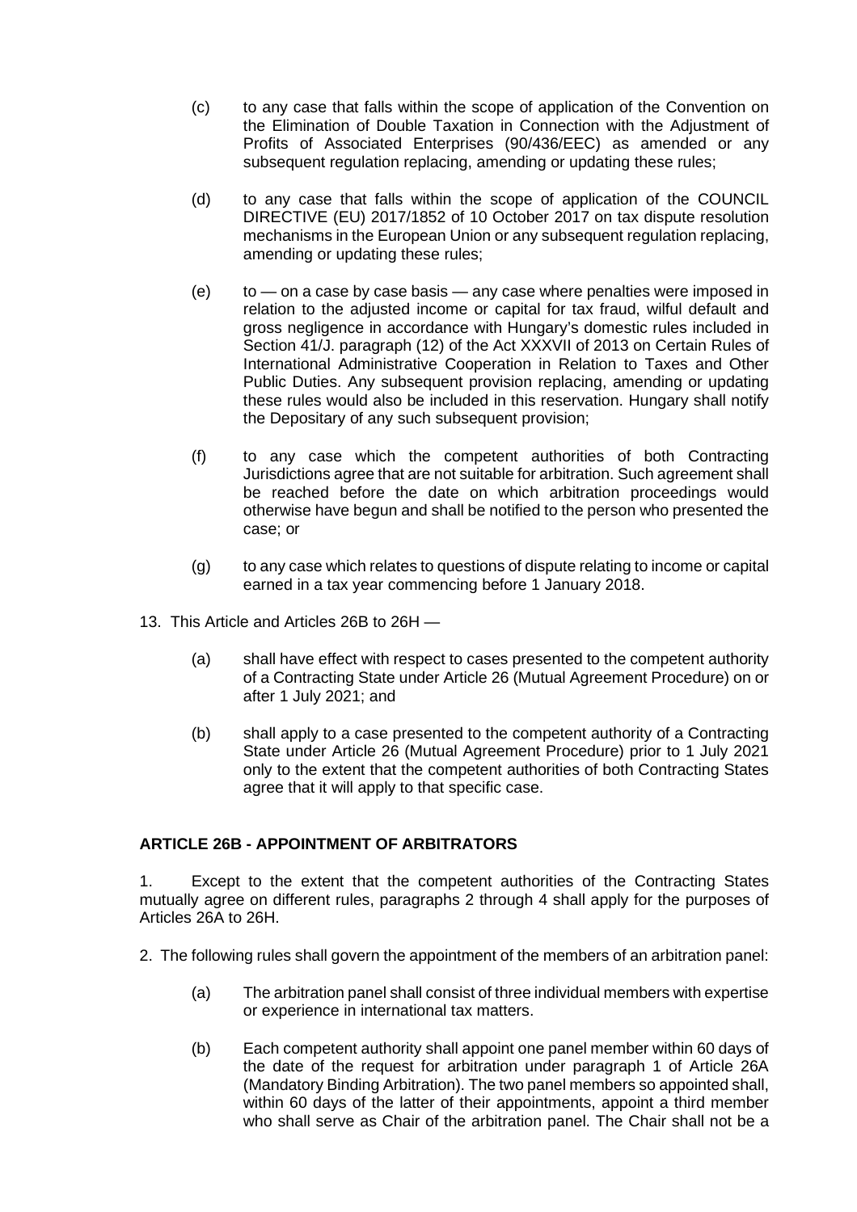(c) to any case that falls within the scope of application of the Convention on the Elimination of Double Taxation in Connection with the Adjustment of Profits of Associated Enterprises (90/436/EEC) as amended or any subsequent regulation replacing, amending or updating these rules;

(d) to any case that falls within the scope of application of the COUNCIL DIRECTIVE (EU) 2017/1852 of 10 October 2017 on tax dispute resolution mechanisms in the European Union or any subsequent regulation replacing, amending or updating these rules;

(e) to — on a case by case basis — any case where penalties were imposed in relation to the adjusted income or capital for tax fraud, wilful default and gross negligence in accordance with Hungary's domestic rules included in Section 41/J. paragraph (12) of the Act XXXVII of 2013 on Certain Rules of International Administrative Cooperation in Relation to Taxes and Other Public Duties. Any subsequent provision replacing, amending or updating these rules would also be included in this reservation. Hungary shall notify the Depositary of any such subsequent provision;

(f) to any case which the competent authorities of both Contracting Jurisdictions agree that are not suitable for arbitration. Such agreement shall be reached before the date on which arbitration proceedings would otherwise have begun and shall be notified to the person who presented the case; or

(g) to any case which relates to questions of dispute relating to income or capital earned in a tax year commencing before 1 January 2018.

13. This Article and Articles 26B to 26H —

(a) shall have effect with respect to cases presented to the competent authority of a Contracting State under Article 26 (Mutual Agreement Procedure) on or after 1 July 2021; and

(b) shall apply to a case presented to the competent authority of a Contracting State under Article 26 (Mutual Agreement Procedure) prior to 1 July 2021 only to the extent that the competent authorities of both Contracting States agree that it will apply to that specific case.

**ARTICLE 26B - APPOINTMENT OF ARBITRATORS**

1. Except to the extent that the competent authorities of the Contracting States mutually agree on different rules, paragraphs 2 through 4 shall apply for the purposes of Articles 26A to 26H.

2. The following rules shall govern the appointment of the members of an arbitration panel:

(a) The arbitration panel shall consist of three individual members with expertise or experience in international tax matters.

(b) Each competent authority shall appoint one panel member within 60 days of the date of the request for arbitration under paragraph 1 of Article 26A (Mandatory Binding Arbitration). The two panel members so appointed shall, within 60 days of the latter of their appointments, appoint a third member who shall serve as Chair of the arbitration panel. The Chair shall not be a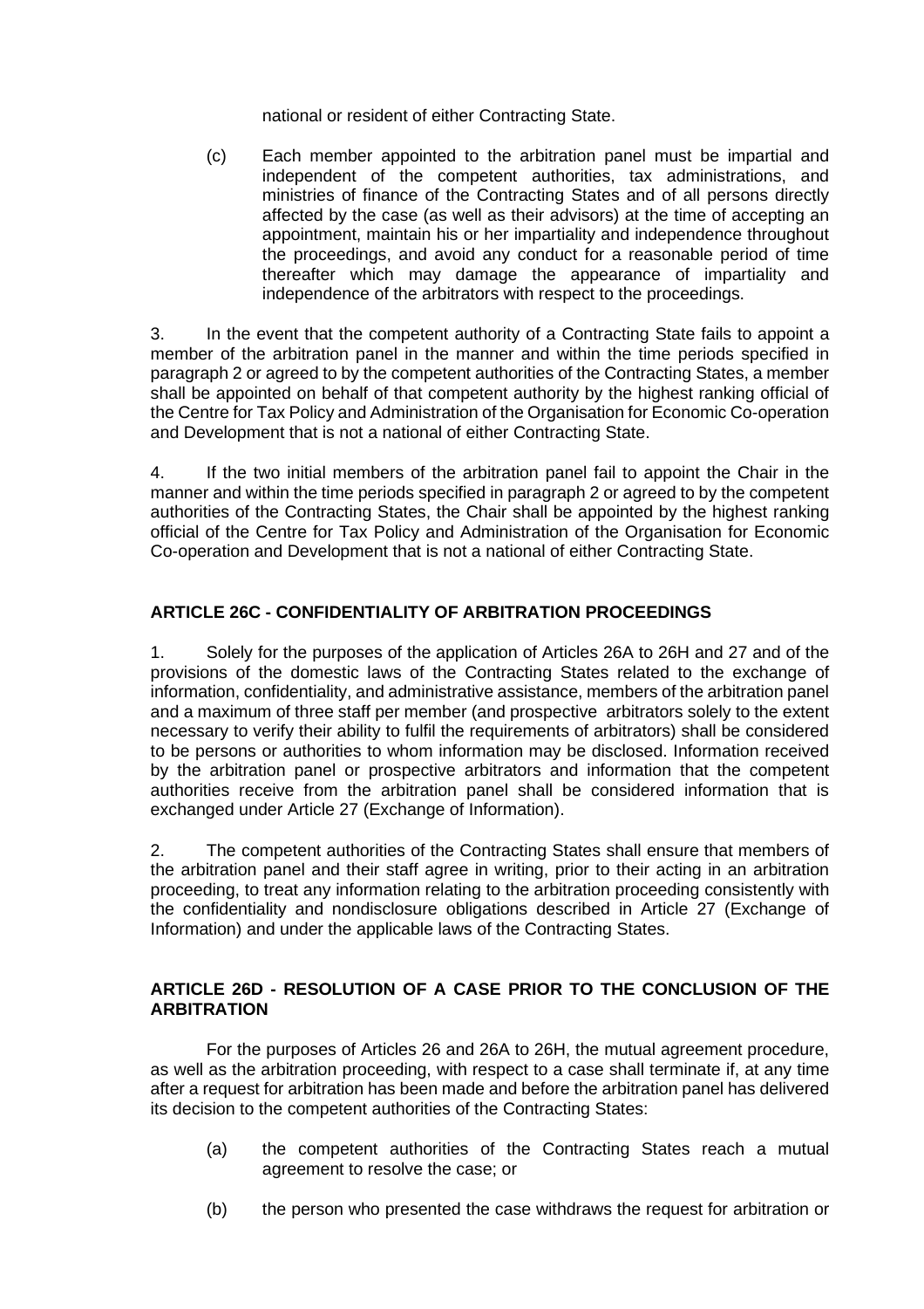national or resident of either Contracting State.

(c) Each member appointed to the arbitration panel must be impartial and independent of the competent authorities, tax administrations, and ministries of finance of the Contracting States and of all persons directly affected by the case (as well as their advisors) at the time of accepting an appointment, maintain his or her impartiality and independence throughout the proceedings, and avoid any conduct for a reasonable period of time thereafter which may damage the appearance of impartiality and independence of the arbitrators with respect to the proceedings.

3. In the event that the competent authority of a Contracting State fails to appoint a member of the arbitration panel in the manner and within the time periods specified in paragraph 2 or agreed to by the competent authorities of the Contracting States, a member shall be appointed on behalf of that competent authority by the highest ranking official of the Centre for Tax Policy and Administration of the Organisation for Economic Co-operation and Development that is not a national of either Contracting State.

4. If the two initial members of the arbitration panel fail to appoint the Chair in the manner and within the time periods specified in paragraph 2 or agreed to by the competent authorities of the Contracting States, the Chair shall be appointed by the highest ranking official of the Centre for Tax Policy and Administration of the Organisation for Economic Co-operation and Development that is not a national of either Contracting State.

## ARTICLE 26C - CONFIDENTIALITY OF ARBITRATION PROCEEDINGS

1. Solely for the purposes of the application of Articles 26A to 26H and 27 and of the provisions of the domestic laws of the Contracting States related to the exchange of information, confidentiality, and administrative assistance, members of the arbitration panel and a maximum of three staff per member (and prospective arbitrators solely to the extent necessary to verify their ability to fulfil the requirements of arbitrators) shall be considered to be persons or authorities to whom information may be disclosed. Information received by the arbitration panel or prospective arbitrators and information that the competent authorities receive from the arbitration panel shall be considered information that is exchanged under Article 27 (Exchange of Information).

2. The competent authorities of the Contracting States shall ensure that members of the arbitration panel and their staff agree in writing, prior to their acting in an arbitration proceeding, to treat any information relating to the arbitration proceeding consistently with the confidentiality and nondisclosure obligations described in Article 27 (Exchange of Information) and under the applicable laws of the Contracting States.

## ARTICLE 26D - RESOLUTION OF A CASE PRIOR TO THE CONCLUSION OF THE ARBITRATION

For the purposes of Articles 26 and 26A to 26H, the mutual agreement procedure, as well as the arbitration proceeding, with respect to a case shall terminate if, at any time after a request for arbitration has been made and before the arbitration panel has delivered its decision to the competent authorities of the Contracting States:

(a) the competent authorities of the Contracting States reach a mutual agreement to resolve the case; or

(b) the person who presented the case withdraws the request for arbitration or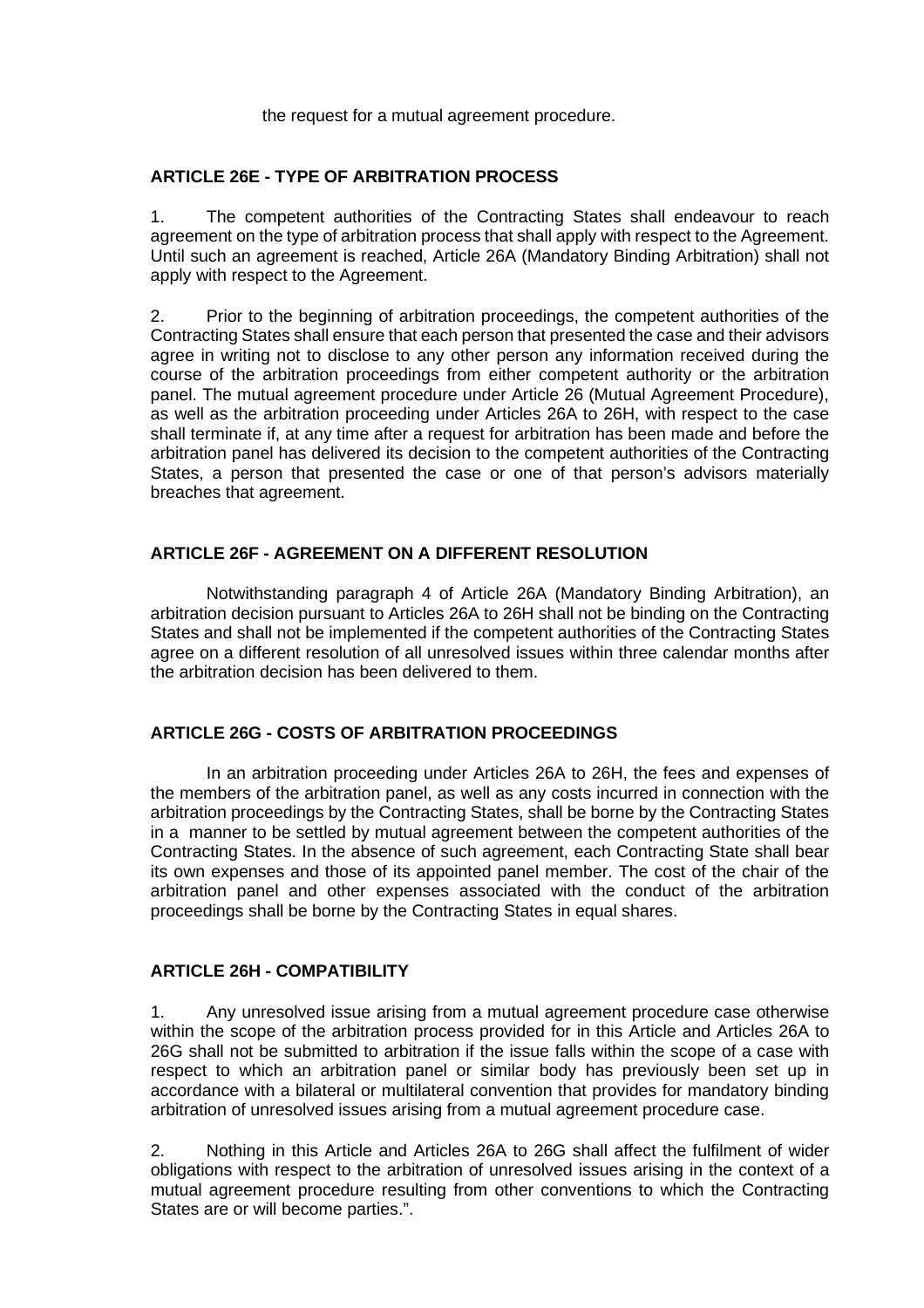the request for a mutual agreement procedure.

**ARTICLE 26E - TYPE OF ARBITRATION PROCESS**

1. The competent authorities of the Contracting States shall endeavour to reach agreement on the type of arbitration process that shall apply with respect to the Agreement. Until such an agreement is reached, Article 26A (Mandatory Binding Arbitration) shall not apply with respect to the Agreement.

2. Prior to the beginning of arbitration proceedings, the competent authorities of the Contracting States shall ensure that each person that presented the case and their advisors agree in writing not to disclose to any other person any information received during the course of the arbitration proceedings from either competent authority or the arbitration panel. The mutual agreement procedure under Article 26 (Mutual Agreement Procedure), as well as the arbitration proceeding under Articles 26A to 26H, with respect to the case shall terminate if, at any time after a request for arbitration has been made and before the arbitration panel has delivered its decision to the competent authorities of the Contracting States, a person that presented the case or one of that person's advisors materially breaches that agreement.

**ARTICLE 26F - AGREEMENT ON A DIFFERENT RESOLUTION**

Notwithstanding paragraph 4 of Article 26A (Mandatory Binding Arbitration), an arbitration decision pursuant to Articles 26A to 26H shall not be binding on the Contracting States and shall not be implemented if the competent authorities of the Contracting States agree on a different resolution of all unresolved issues within three calendar months after the arbitration decision has been delivered to them.

**ARTICLE 26G - COSTS OF ARBITRATION PROCEEDINGS**

In an arbitration proceeding under Articles 26A to 26H, the fees and expenses of the members of the arbitration panel, as well as any costs incurred in connection with the arbitration proceedings by the Contracting States, shall be borne by the Contracting States in a manner to be settled by mutual agreement between the competent authorities of the Contracting States. In the absence of such agreement, each Contracting State shall bear its own expenses and those of its appointed panel member. The cost of the chair of the arbitration panel and other expenses associated with the conduct of the arbitration proceedings shall be borne by the Contracting States in equal shares.

**ARTICLE 26H - COMPATIBILITY**

1. Any unresolved issue arising from a mutual agreement procedure case otherwise within the scope of the arbitration process provided for in this Article and Articles 26A to 26G shall not be submitted to arbitration if the issue falls within the scope of a case with respect to which an arbitration panel or similar body has previously been set up in accordance with a bilateral or multilateral convention that provides for mandatory binding arbitration of unresolved issues arising from a mutual agreement procedure case.

2. Nothing in this Article and Articles 26A to 26G shall affect the fulfilment of wider obligations with respect to the arbitration of unresolved issues arising in the context of a mutual agreement procedure resulting from other conventions to which the Contracting States are or will become parties.".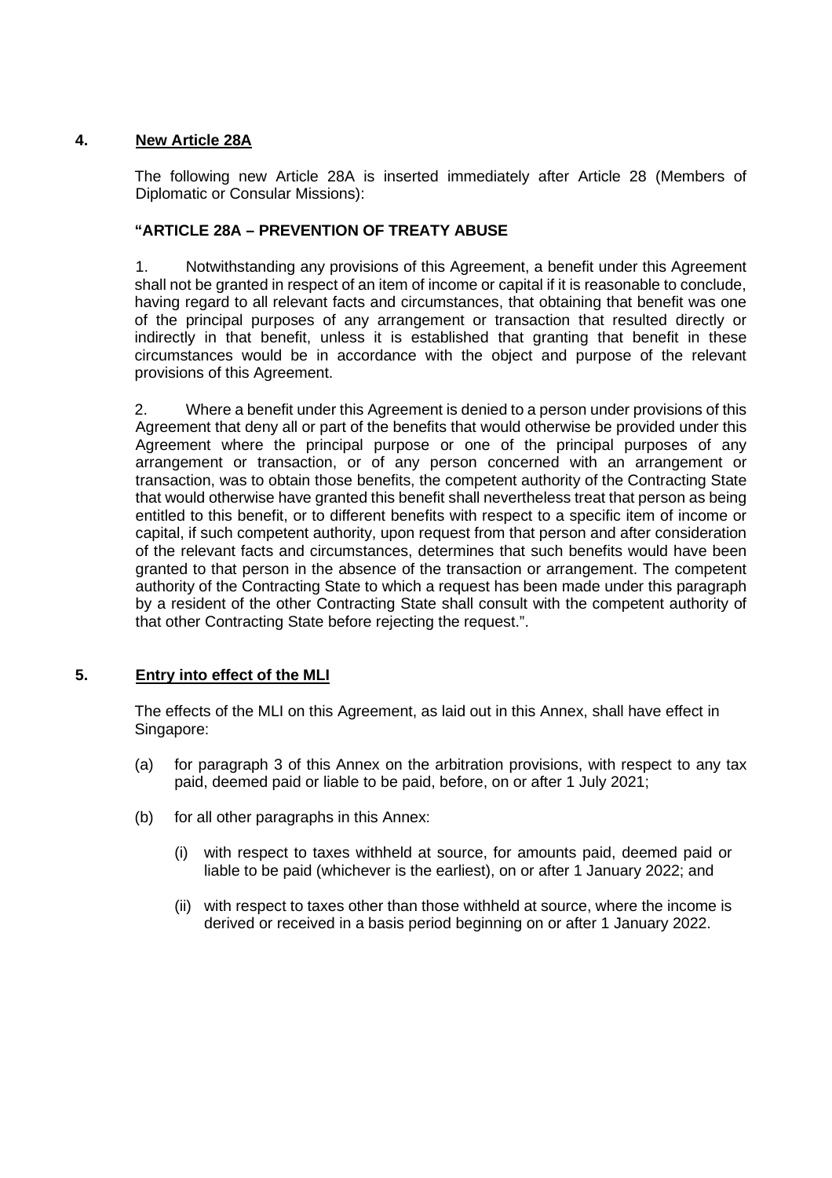**4. New Article 28A**

The following new Article 28A is inserted immediately after Article 28 (Members of Diplomatic or Consular Missions):

**"ARTICLE 28A – PREVENTION OF TREATY ABUSE**

1. Notwithstanding any provisions of this Agreement, a benefit under this Agreement shall not be granted in respect of an item of income or capital if it is reasonable to conclude, having regard to all relevant facts and circumstances, that obtaining that benefit was one of the principal purposes of any arrangement or transaction that resulted directly or indirectly in that benefit, unless it is established that granting that benefit in these circumstances would be in accordance with the object and purpose of the relevant provisions of this Agreement.

2. Where a benefit under this Agreement is denied to a person under provisions of this Agreement that deny all or part of the benefits that would otherwise be provided under this Agreement where the principal purpose or one of the principal purposes of any arrangement or transaction, or of any person concerned with an arrangement or transaction, was to obtain those benefits, the competent authority of the Contracting State that would otherwise have granted this benefit shall nevertheless treat that person as being entitled to this benefit, or to different benefits with respect to a specific item of income or capital, if such competent authority, upon request from that person and after consideration of the relevant facts and circumstances, determines that such benefits would have been granted to that person in the absence of the transaction or arrangement. The competent authority of the Contracting State to which a request has been made under this paragraph by a resident of the other Contracting State shall consult with the competent authority of that other Contracting State before rejecting the request.".

**5. Entry into effect of the MLI**

The effects of the MLI on this Agreement, as laid out in this Annex, shall have effect in Singapore:

(a) for paragraph 3 of this Annex on the arbitration provisions, with respect to any tax paid, deemed paid or liable to be paid, before, on or after 1 July 2021;

(b) for all other paragraphs in this Annex:

(i) with respect to taxes withheld at source, for amounts paid, deemed paid or liable to be paid (whichever is the earliest), on or after 1 January 2022; and

(ii) with respect to taxes other than those withheld at source, where the income is derived or received in a basis period beginning on or after 1 January 2022.